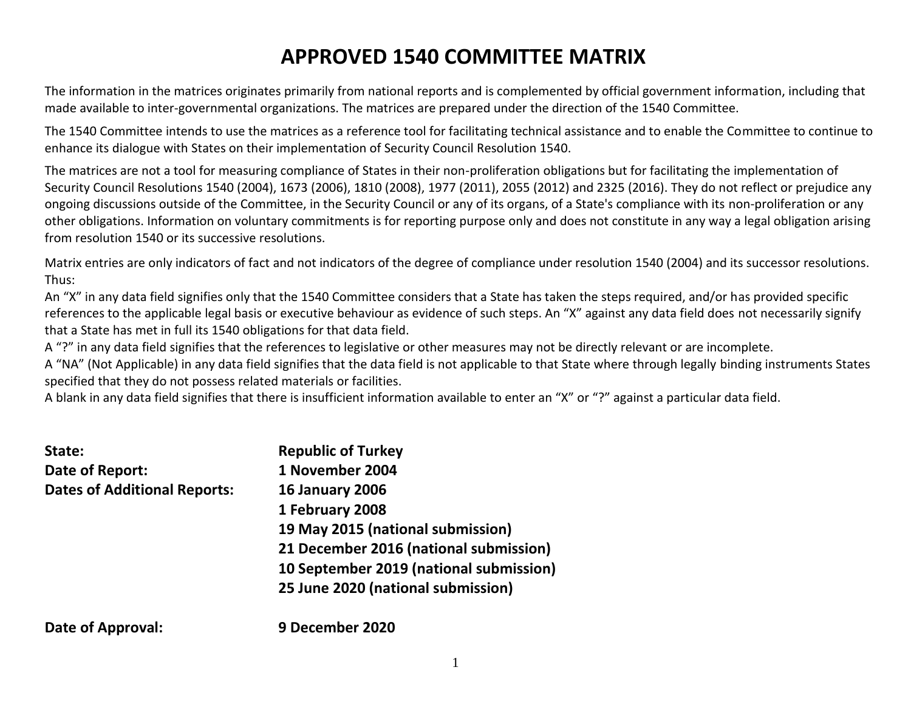# APPROVED 1540 COMMITTEE MATRIX

The information in the matrices originates primarily from national reports and is complemented by official government information, including that made available to inter-governmental organizations. The matrices are prepared under the direction of the 1540 Committee.

The 1540 Committee intends to use the matrices as a reference tool for facilitating technical assistance and to enable the Committee to continue to enhance its dialogue with States on their implementation of Security Council Resolution 1540.

The matrices are not a tool for measuring compliance of States in their non-proliferation obligations but for facilitating the implementation of Security Council Resolutions 1540 (2004), 1673 (2006), 1810 (2008), 1977 (2011), 2055 (2012) and 2325 (2016). They do not reflect or prejudice any ongoing discussions outside of the Committee, in the Security Council or any of its organs, of a State's compliance with its non-proliferation or any other obligations. Information on voluntary commitments is for reporting purpose only and does not constitute in any way a legal obligation arising from resolution 1540 or its successive resolutions.

Matrix entries are only indicators of fact and not indicators of the degree of compliance under resolution 1540 (2004) and its successor resolutions. Thus:
An "X" in any data field signifies only that the 1540 Committee considers that a State has taken the steps required, and/or has provided specific references to the applicable legal basis or executive behaviour as evidence of such steps. An "X" against any data field does not necessarily signify that a State has met in full its 1540 obligations for that data field.
A "?" in any data field signifies that the references to legislative or other measures may not be directly relevant or are incomplete.
A "NA" (Not Applicable) in any data field signifies that the data field is not applicable to that State where through legally binding instruments States specified that they do not possess related materials or facilities.
A blank in any data field signifies that there is insufficient information available to enter an "X" or "?" against a particular data field.

**State:** **Republic of Turkey**

**Date of Report:** **1 November 2004**

**Dates of Additional Reports:**
**16 January 2006**
**1 February 2008**
**19 May 2015 (national submission)**
**21 December 2016 (national submission)**
**10 September 2019 (national submission)**
**25 June 2020 (national submission)**

**Date of Approval:** **9 December 2020**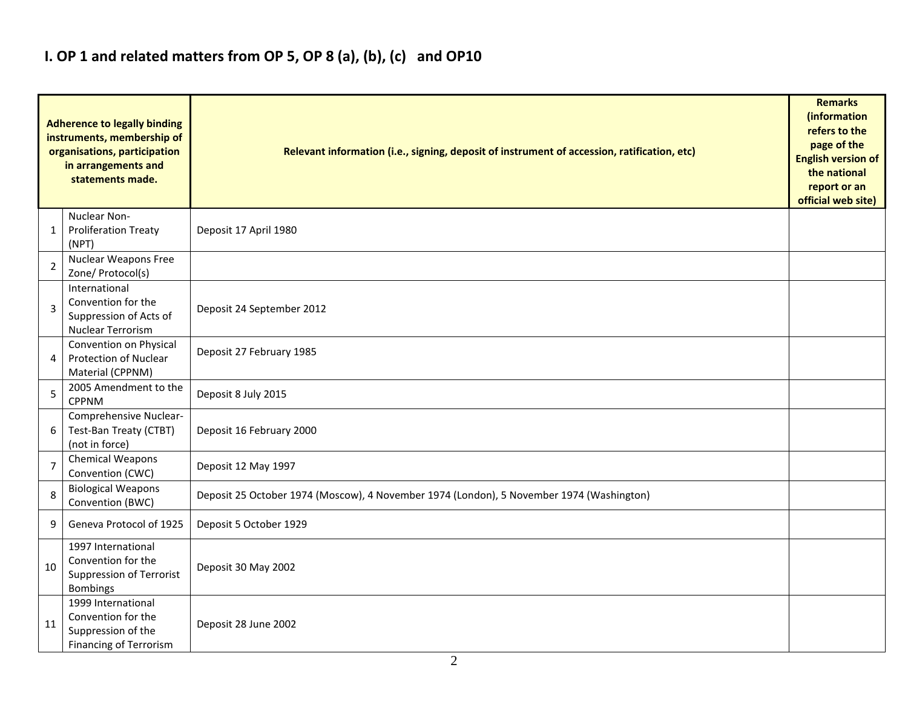## I. OP 1 and related matters from OP 5, OP 8 (a), (b), (c) and OP10

| | Adherence to legally binding instruments, membership of organisations, participation in arrangements and statements made. | Relevant information (i.e., signing, deposit of instrument of accession, ratification, etc) | Remarks (information refers to the page of the English version of the national report or an official web site) |
|---|---|---|---|
| 1 | Nuclear Non-Proliferation Treaty (NPT) | Deposit 17 April 1980 | |
| 2 | Nuclear Weapons Free Zone/ Protocol(s) | | |
| 3 | International Convention for the Suppression of Acts of Nuclear Terrorism | Deposit 24 September 2012 | |
| 4 | Convention on Physical Protection of Nuclear Material (CPPNM) | Deposit 27 February 1985 | |
| 5 | 2005 Amendment to the CPPNM | Deposit 8 July 2015 | |
| 6 | Comprehensive Nuclear-Test-Ban Treaty (CTBT) (not in force) | Deposit 16 February 2000 | |
| 7 | Chemical Weapons Convention (CWC) | Deposit 12 May 1997 | |
| 8 | Biological Weapons Convention (BWC) | Deposit 25 October 1974 (Moscow), 4 November 1974 (London), 5 November 1974 (Washington) | |
| 9 | Geneva Protocol of 1925 | Deposit 5 October 1929 | |
| 10 | 1997 International Convention for the Suppression of Terrorist Bombings | Deposit 30 May 2002 | |
| 11 | 1999 International Convention for the Suppression of the Financing of Terrorism | Deposit 28 June 2002 | |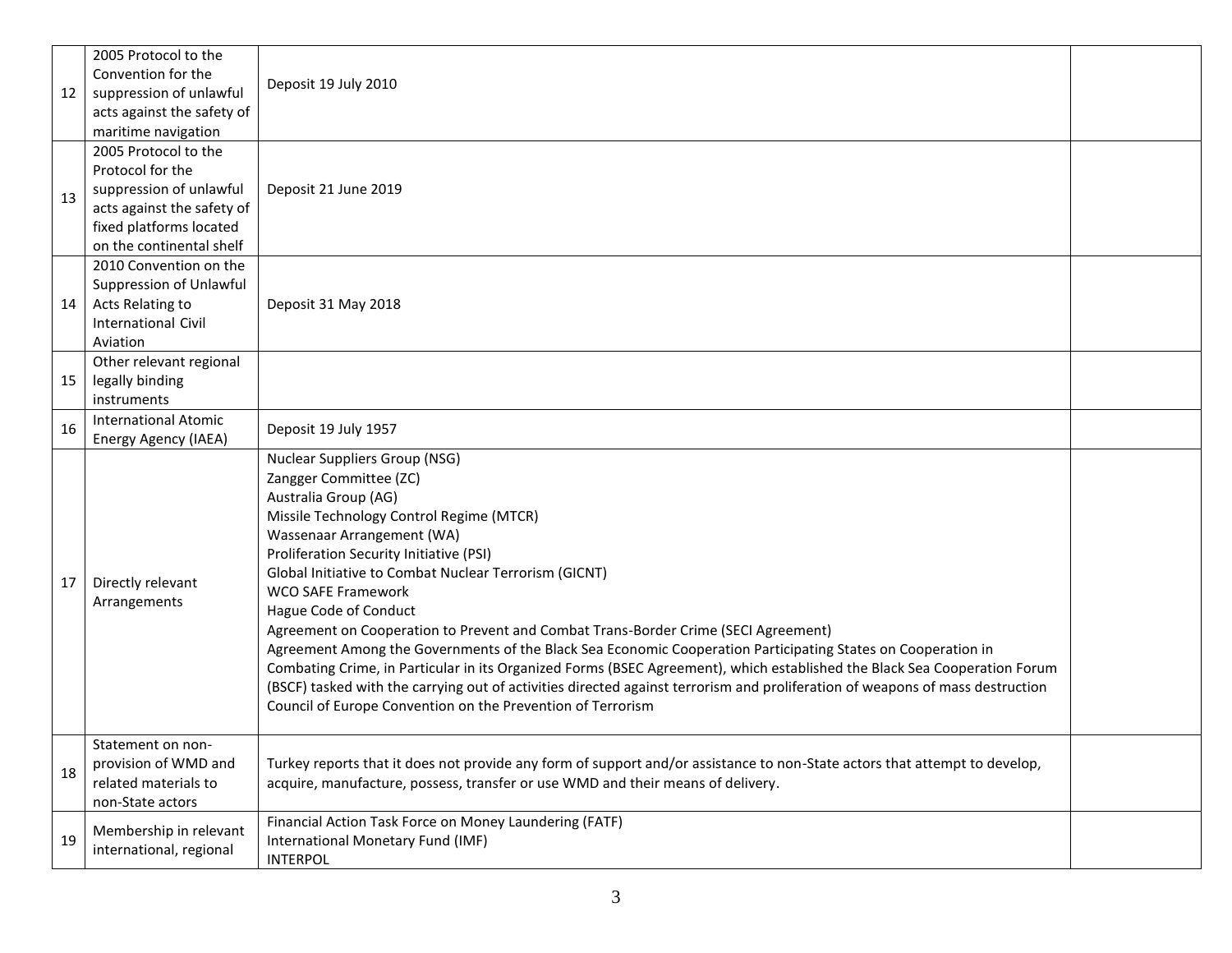| | | | |
|---|---|---|---|
| 12 | 2005 Protocol to the Convention for the suppression of unlawful acts against the safety of maritime navigation | Deposit 19 July 2010 | |
| 13 | 2005 Protocol to the Protocol for the suppression of unlawful acts against the safety of fixed platforms located on the continental shelf | Deposit 21 June 2019 | |
| 14 | 2010 Convention on the Suppression of Unlawful Acts Relating to International Civil Aviation | Deposit 31 May 2018 | |
| 15 | Other relevant regional legally binding instruments | | |
| 16 | International Atomic Energy Agency (IAEA) | Deposit 19 July 1957 | |
| 17 | Directly relevant Arrangements | Nuclear Suppliers Group (NSG)<br>Zangger Committee (ZC)<br>Australia Group (AG)<br>Missile Technology Control Regime (MTCR)<br>Wassenaar Arrangement (WA)<br>Proliferation Security Initiative (PSI)<br>Global Initiative to Combat Nuclear Terrorism (GICNT)<br>WCO SAFE Framework<br>Hague Code of Conduct<br>Agreement on Cooperation to Prevent and Combat Trans-Border Crime (SECI Agreement)<br>Agreement Among the Governments of the Black Sea Economic Cooperation Participating States on Cooperation in Combating Crime, in Particular in its Organized Forms (BSEC Agreement), which established the Black Sea Cooperation Forum (BSCF) tasked with the carrying out of activities directed against terrorism and proliferation of weapons of mass destruction<br>Council of Europe Convention on the Prevention of Terrorism | |
| 18 | Statement on non-provision of WMD and related materials to non-State actors | Turkey reports that it does not provide any form of support and/or assistance to non-State actors that attempt to develop, acquire, manufacture, possess, transfer or use WMD and their means of delivery. | |
| 19 | Membership in relevant international, regional | Financial Action Task Force on Money Laundering (FATF)<br>International Monetary Fund (IMF)<br>INTERPOL | |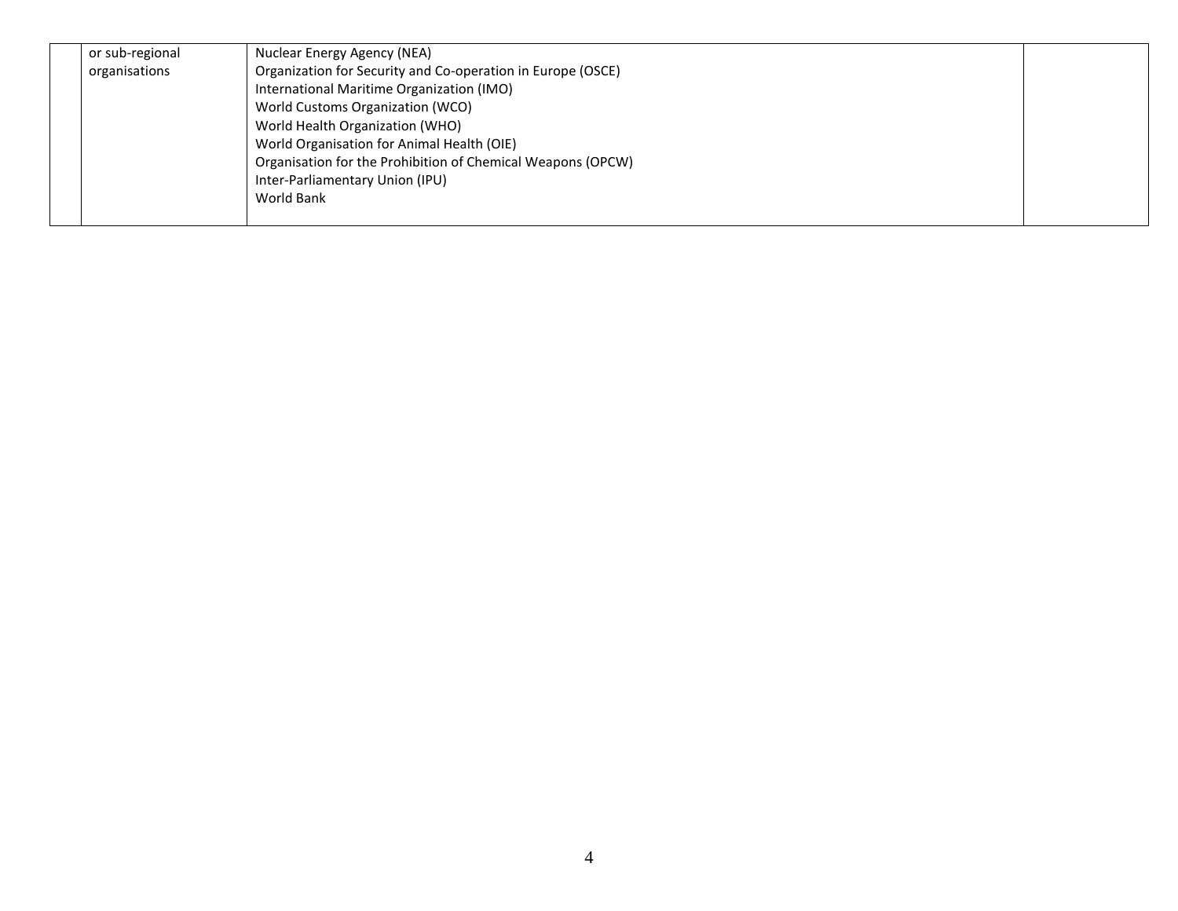|  | or sub-regional organisations | Nuclear Energy Agency (NEA)<br>Organization for Security and Co-operation in Europe (OSCE)<br>International Maritime Organization (IMO)<br>World Customs Organization (WCO)<br>World Health Organization (WHO)<br>World Organisation for Animal Health (OIE)<br>Organisation for the Prohibition of Chemical Weapons (OPCW)<br>Inter-Parliamentary Union (IPU)<br>World Bank |  |
|---|---|---|---|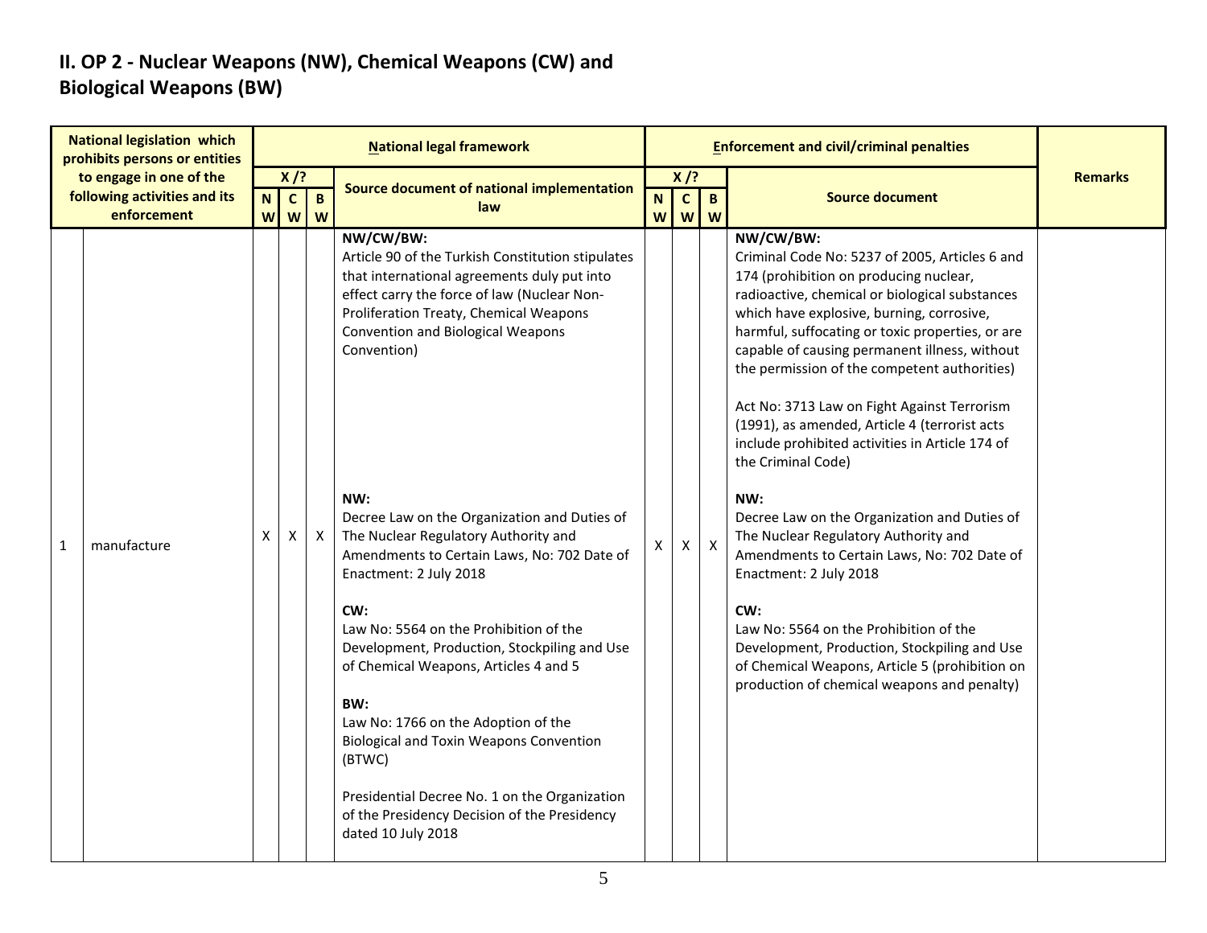## II. OP 2 - Nuclear Weapons (NW), Chemical Weapons (CW) and Biological Weapons (BW)

| National legislation which prohibits persons or entities to engage in one of the following activities and its enforcement | | National legal framework | | | | Enforcement and civil/criminal penalties | | | | Remarks |
|---|---|---|---|---|---|---|---|---|---|---|
| | | X /? | | | Source document of national implementation law | X /? | | | Source document | |
| | | NW | CW | BW | | NW | CW | BW | | |
| 1 | manufacture | X | X | X | **NW/CW/BW:**<br>Article 90 of the Turkish Constitution stipulates that international agreements duly put into effect carry the force of law (Nuclear Non-Proliferation Treaty, Chemical Weapons Convention and Biological Weapons Convention)<br><br>**NW:**<br>Decree Law on the Organization and Duties of The Nuclear Regulatory Authority and Amendments to Certain Laws, No: 702 Date of Enactment: 2 July 2018<br><br>**CW:**<br>Law No: 5564 on the Prohibition of the Development, Production, Stockpiling and Use of Chemical Weapons, Articles 4 and 5<br><br>**BW:**<br>Law No: 1766 on the Adoption of the Biological and Toxin Weapons Convention (BTWC)<br><br>Presidential Decree No. 1 on the Organization of the Presidency Decision of the Presidency dated 10 July 2018 | X | X | X | **NW/CW/BW:**<br>Criminal Code No: 5237 of 2005, Articles 6 and 174 (prohibition on producing nuclear, radioactive, chemical or biological substances which have explosive, burning, corrosive, harmful, suffocating or toxic properties, or are capable of causing permanent illness, without the permission of the competent authorities)<br><br>Act No: 3713 Law on Fight Against Terrorism (1991), as amended, Article 4 (terrorist acts include prohibited activities in Article 174 of the Criminal Code)<br><br>**NW:**<br>Decree Law on the Organization and Duties of The Nuclear Regulatory Authority and Amendments to Certain Laws, No: 702 Date of Enactment: 2 July 2018<br><br>**CW:**<br>Law No: 5564 on the Prohibition of the Development, Production, Stockpiling and Use of Chemical Weapons, Article 5 (prohibition on production of chemical weapons and penalty) | |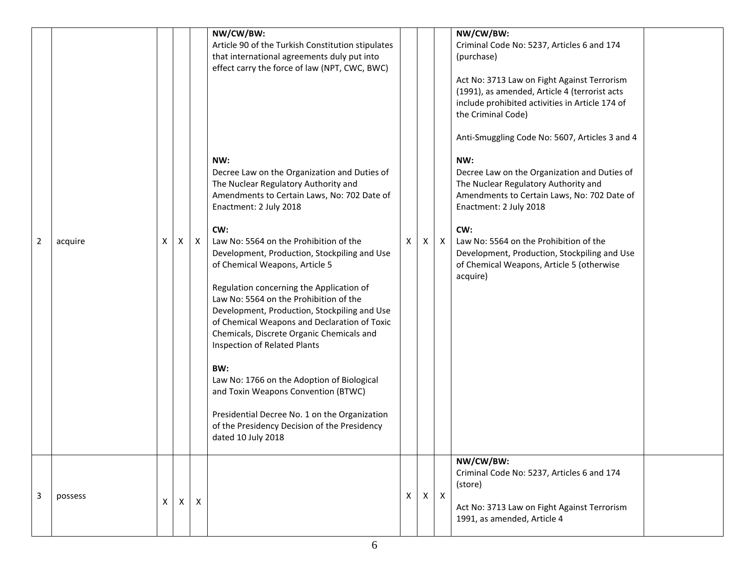| | | | | | | | | | | | |
|---|---|---|---|---|---|---|---|---|---|---|---|
| 2 | acquire | X | X | X | **NW/CW/BW:**<br>Article 90 of the Turkish Constitution stipulates that international agreements duly put into effect carry the force of law (NPT, CWC, BWC)<br><br>**NW:**<br>Decree Law on the Organization and Duties of The Nuclear Regulatory Authority and Amendments to Certain Laws, No: 702 Date of Enactment: 2 July 2018<br><br>**CW:**<br>Law No: 5564 on the Prohibition of the Development, Production, Stockpiling and Use of Chemical Weapons, Article 5<br><br>Regulation concerning the Application of Law No: 5564 on the Prohibition of the Development, Production, Stockpiling and Use of Chemical Weapons and Declaration of Toxic Chemicals, Discrete Organic Chemicals and Inspection of Related Plants<br><br>**BW:**<br>Law No: 1766 on the Adoption of Biological and Toxin Weapons Convention (BTWC)<br><br>Presidential Decree No. 1 on the Organization of the Presidency Decision of the Presidency dated 10 July 2018 | X | X | X | **NW/CW/BW:**<br>Criminal Code No: 5237, Articles 6 and 174 (purchase)<br><br>Act No: 3713 Law on Fight Against Terrorism (1991), as amended, Article 4 (terrorist acts include prohibited activities in Article 174 of the Criminal Code)<br><br>Anti-Smuggling Code No: 5607, Articles 3 and 4<br><br>**NW:**<br>Decree Law on the Organization and Duties of The Nuclear Regulatory Authority and Amendments to Certain Laws, No: 702 Date of Enactment: 2 July 2018<br><br>**CW:**<br>Law No: 5564 on the Prohibition of the Development, Production, Stockpiling and Use of Chemical Weapons, Article 5 (otherwise acquire) | |
| 3 | possess | X | X | X | | X | X | X | **NW/CW/BW:**<br>Criminal Code No: 5237, Articles 6 and 174 (store)<br><br>Act No: 3713 Law on Fight Against Terrorism 1991, as amended, Article 4 | |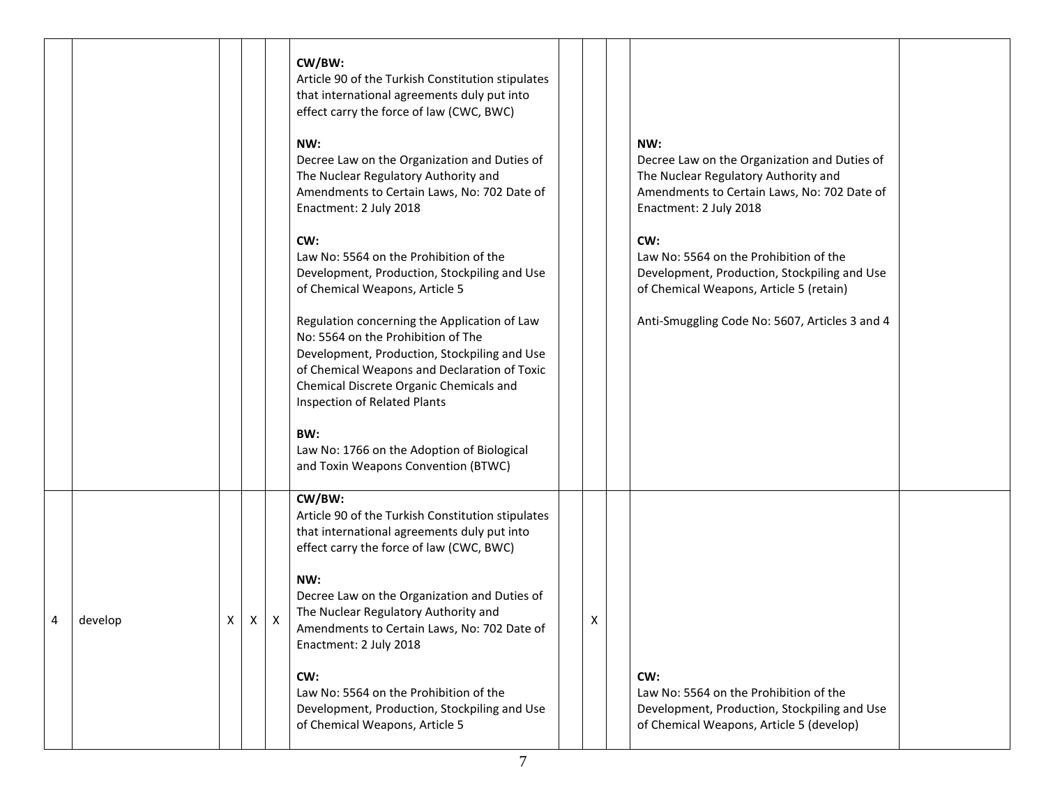| | | | | | | | | | | |
|---|---|---|---|---|---|---|---|---|---|---|
| | | | | | **CW/BW:**<br>Article 90 of the Turkish Constitution stipulates that international agreements duly put into effect carry the force of law (CWC, BWC)<br><br>**NW:**<br>Decree Law on the Organization and Duties of The Nuclear Regulatory Authority and Amendments to Certain Laws, No: 702 Date of Enactment: 2 July 2018<br><br>**CW:**<br>Law No: 5564 on the Prohibition of the Development, Production, Stockpiling and Use of Chemical Weapons, Article 5<br><br>Regulation concerning the Application of Law No: 5564 on the Prohibition of The Development, Production, Stockpiling and Use of Chemical Weapons and Declaration of Toxic Chemical Discrete Organic Chemicals and Inspection of Related Plants<br><br>**BW:**<br>Law No: 1766 on the Adoption of Biological and Toxin Weapons Convention (BTWC) | | | | **NW:**<br>Decree Law on the Organization and Duties of The Nuclear Regulatory Authority and Amendments to Certain Laws, No: 702 Date of Enactment: 2 July 2018<br><br>**CW:**<br>Law No: 5564 on the Prohibition of the Development, Production, Stockpiling and Use of Chemical Weapons, Article 5 (retain)<br><br>Anti-Smuggling Code No: 5607, Articles 3 and 4 | |
| 4 | develop | X | X | X | **CW/BW:**<br>Article 90 of the Turkish Constitution stipulates that international agreements duly put into effect carry the force of law (CWC, BWC)<br><br>**NW:**<br>Decree Law on the Organization and Duties of The Nuclear Regulatory Authority and Amendments to Certain Laws, No: 702 Date of Enactment: 2 July 2018<br><br>**CW:**<br>Law No: 5564 on the Prohibition of the Development, Production, Stockpiling and Use of Chemical Weapons, Article 5 | | X | | **CW:**<br>Law No: 5564 on the Prohibition of the Development, Production, Stockpiling and Use of Chemical Weapons, Article 5 (develop) | |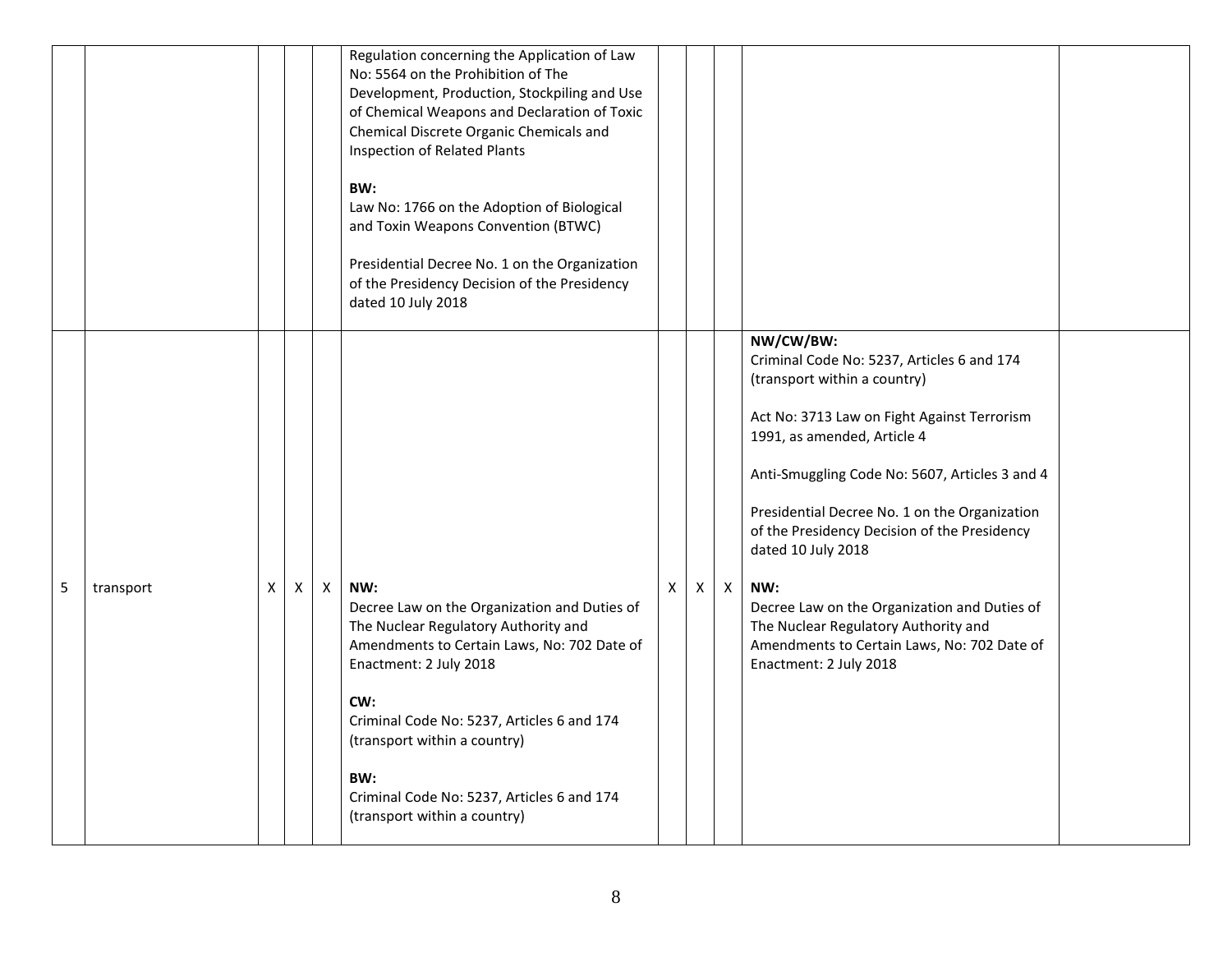|  |  |  |  |  | Regulation concerning the Application of Law No: 5564 on the Prohibition of The Development, Production, Stockpiling and Use of Chemical Weapons and Declaration of Toxic Chemical Discrete Organic Chemicals and Inspection of Related Plants<br><br>**BW:**<br>Law No: 1766 on the Adoption of Biological and Toxin Weapons Convention (BTWC)<br><br>Presidential Decree No. 1 on the Organization of the Presidency Decision of the Presidency dated 10 July 2018 |  |  |  |  |  |
|---|---|---|---|---|---|---|---|---|---|---|
| 5 | transport | X | X | X | **NW:**<br>Decree Law on the Organization and Duties of The Nuclear Regulatory Authority and Amendments to Certain Laws, No: 702 Date of Enactment: 2 July 2018<br><br>**CW:**<br>Criminal Code No: 5237, Articles 6 and 174 (transport within a country)<br><br>**BW:**<br>Criminal Code No: 5237, Articles 6 and 174 (transport within a country) | X | X | X | **NW/CW/BW:**<br>Criminal Code No: 5237, Articles 6 and 174 (transport within a country)<br><br>Act No: 3713 Law on Fight Against Terrorism 1991, as amended, Article 4<br><br>Anti-Smuggling Code No: 5607, Articles 3 and 4<br><br>Presidential Decree No. 1 on the Organization of the Presidency Decision of the Presidency dated 10 July 2018<br><br>**NW:**<br>Decree Law on the Organization and Duties of The Nuclear Regulatory Authority and Amendments to Certain Laws, No: 702 Date of Enactment: 2 July 2018 |  |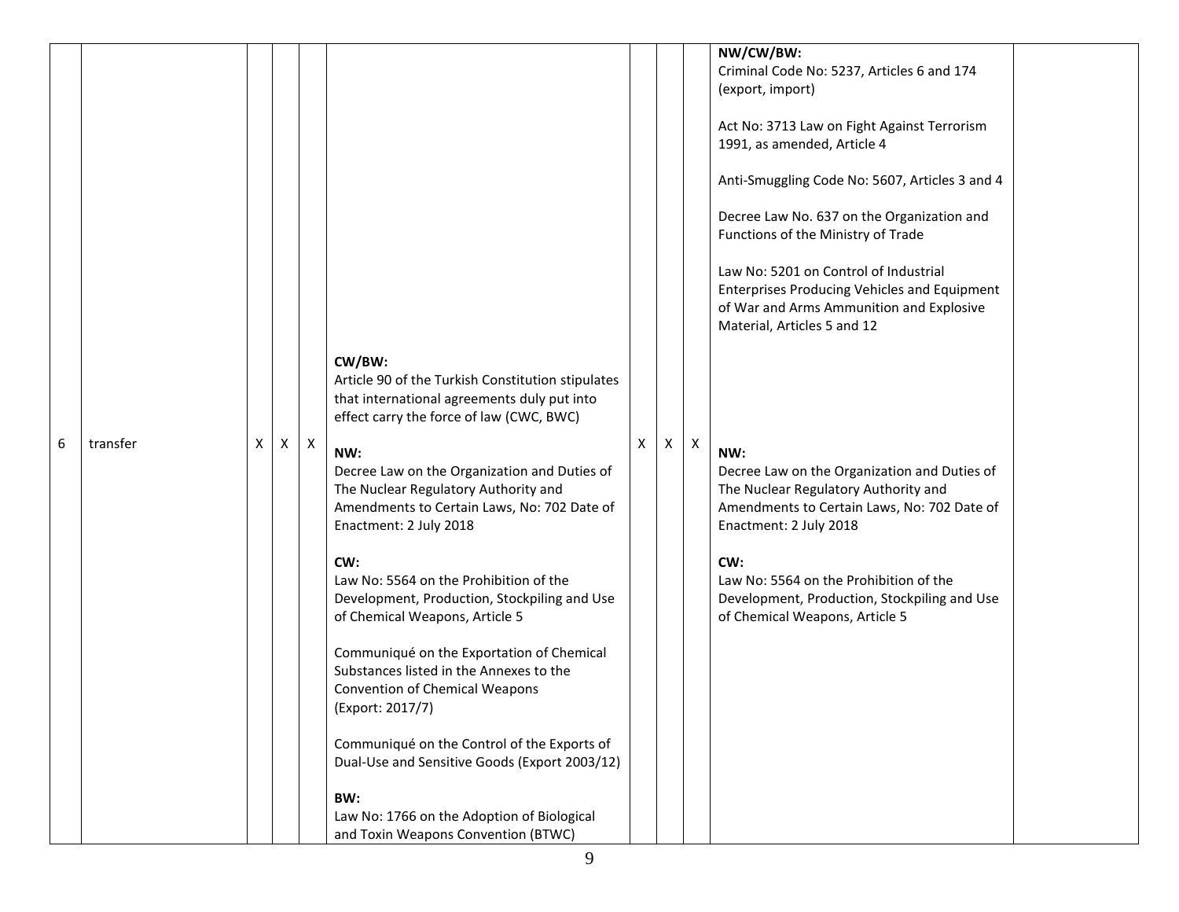| 6 | transfer | X | X | X | **CW/BW:**<br>Article 90 of the Turkish Constitution stipulates that international agreements duly put into effect carry the force of law (CWC, BWC)<br><br>**NW:**<br>Decree Law on the Organization and Duties of The Nuclear Regulatory Authority and Amendments to Certain Laws, No: 702 Date of Enactment: 2 July 2018<br><br>**CW:**<br>Law No: 5564 on the Prohibition of the Development, Production, Stockpiling and Use of Chemical Weapons, Article 5<br><br>Communiqué on the Exportation of Chemical Substances listed in the Annexes to the Convention of Chemical Weapons (Export: 2017/7)<br><br>Communiqué on the Control of the Exports of Dual-Use and Sensitive Goods (Export 2003/12)<br><br>**BW:**<br>Law No: 1766 on the Adoption of Biological and Toxin Weapons Convention (BTWC) | X | X | X | **NW/CW/BW:**<br>Criminal Code No: 5237, Articles 6 and 174 (export, import)<br><br>Act No: 3713 Law on Fight Against Terrorism 1991, as amended, Article 4<br><br>Anti-Smuggling Code No: 5607, Articles 3 and 4<br><br>Decree Law No. 637 on the Organization and Functions of the Ministry of Trade<br><br>Law No: 5201 on Control of Industrial Enterprises Producing Vehicles and Equipment of War and Arms Ammunition and Explosive Material, Articles 5 and 12<br><br>**NW:**<br>Decree Law on the Organization and Duties of The Nuclear Regulatory Authority and Amendments to Certain Laws, No: 702 Date of Enactment: 2 July 2018<br><br>**CW:**<br>Law No: 5564 on the Prohibition of the Development, Production, Stockpiling and Use of Chemical Weapons, Article 5 | |
|---|---|---|---|---|---|---|---|---|---|---|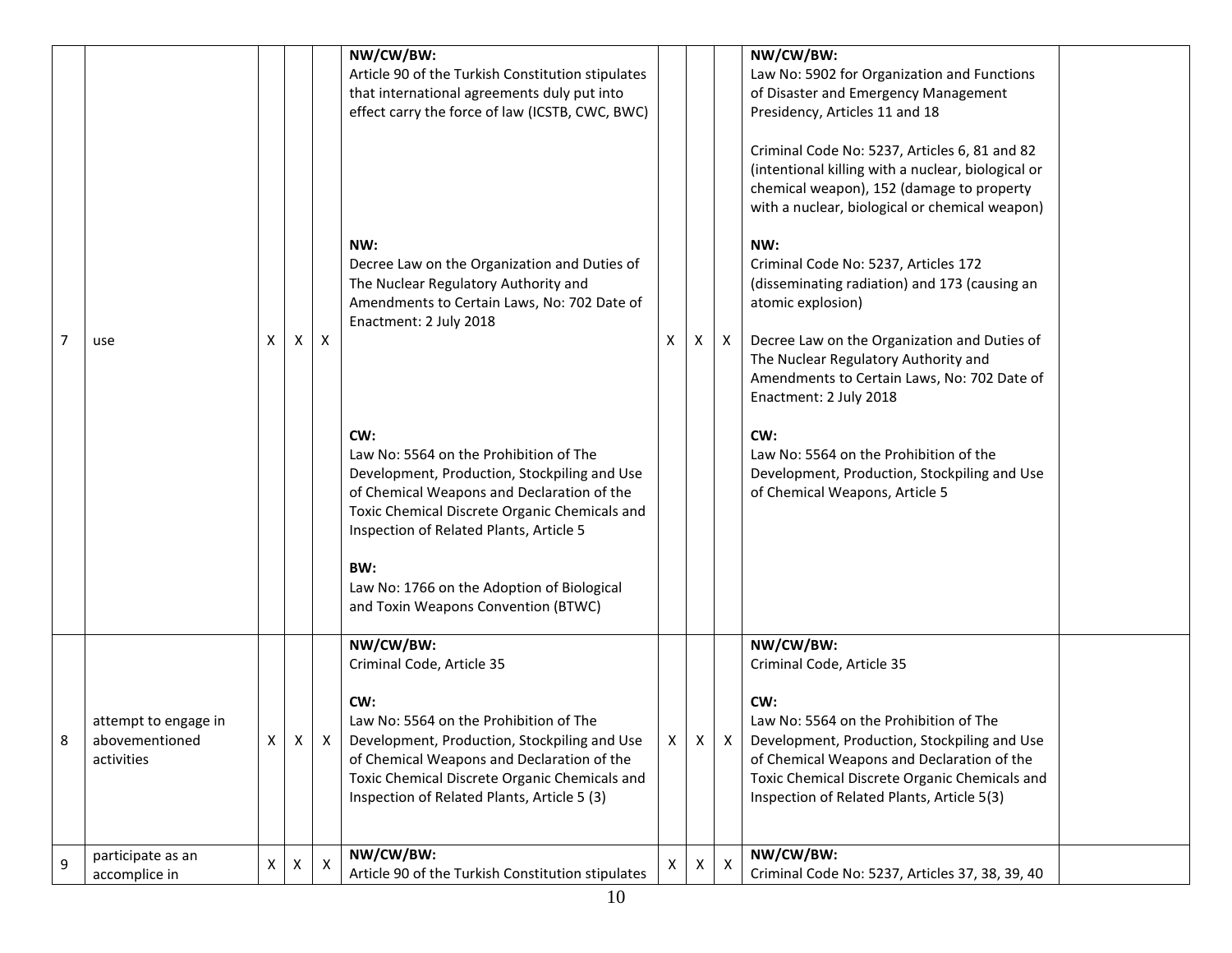| | | | | | | | | | | |
|---|---|---|---|---|---|---|---|---|---|---|
| 7 | use | X | X | X | **NW/CW/BW:**<br>Article 90 of the Turkish Constitution stipulates that international agreements duly put into effect carry the force of law (ICSTB, CWC, BWC)<br><br>**NW:**<br>Decree Law on the Organization and Duties of The Nuclear Regulatory Authority and Amendments to Certain Laws, No: 702 Date of Enactment: 2 July 2018<br><br>**CW:**<br>Law No: 5564 on the Prohibition of The Development, Production, Stockpiling and Use of Chemical Weapons and Declaration of the Toxic Chemical Discrete Organic Chemicals and Inspection of Related Plants, Article 5<br><br>**BW:**<br>Law No: 1766 on the Adoption of Biological and Toxin Weapons Convention (BTWC) | X | X | X | **NW/CW/BW:**<br>Law No: 5902 for Organization and Functions of Disaster and Emergency Management Presidency, Articles 11 and 18<br><br>Criminal Code No: 5237, Articles 6, 81 and 82 (intentional killing with a nuclear, biological or chemical weapon), 152 (damage to property with a nuclear, biological or chemical weapon)<br><br>**NW:**<br>Criminal Code No: 5237, Articles 172 (disseminating radiation) and 173 (causing an atomic explosion)<br><br>Decree Law on the Organization and Duties of The Nuclear Regulatory Authority and Amendments to Certain Laws, No: 702 Date of Enactment: 2 July 2018<br><br>**CW:**<br>Law No: 5564 on the Prohibition of the Development, Production, Stockpiling and Use of Chemical Weapons, Article 5 | |
| 8 | attempt to engage in abovementioned activities | X | X | X | **NW/CW/BW:**<br>Criminal Code, Article 35<br><br>**CW:**<br>Law No: 5564 on the Prohibition of The Development, Production, Stockpiling and Use of Chemical Weapons and Declaration of the Toxic Chemical Discrete Organic Chemicals and Inspection of Related Plants, Article 5 (3) | X | X | X | **NW/CW/BW:**<br>Criminal Code, Article 35<br><br>**CW:**<br>Law No: 5564 on the Prohibition of The Development, Production, Stockpiling and Use of Chemical Weapons and Declaration of the Toxic Chemical Discrete Organic Chemicals and Inspection of Related Plants, Article 5(3) | |
| 9 | participate as an accomplice in | X | X | X | **NW/CW/BW:**<br>Article 90 of the Turkish Constitution stipulates | X | X | X | **NW/CW/BW:**<br>Criminal Code No: 5237, Articles 37, 38, 39, 40 | |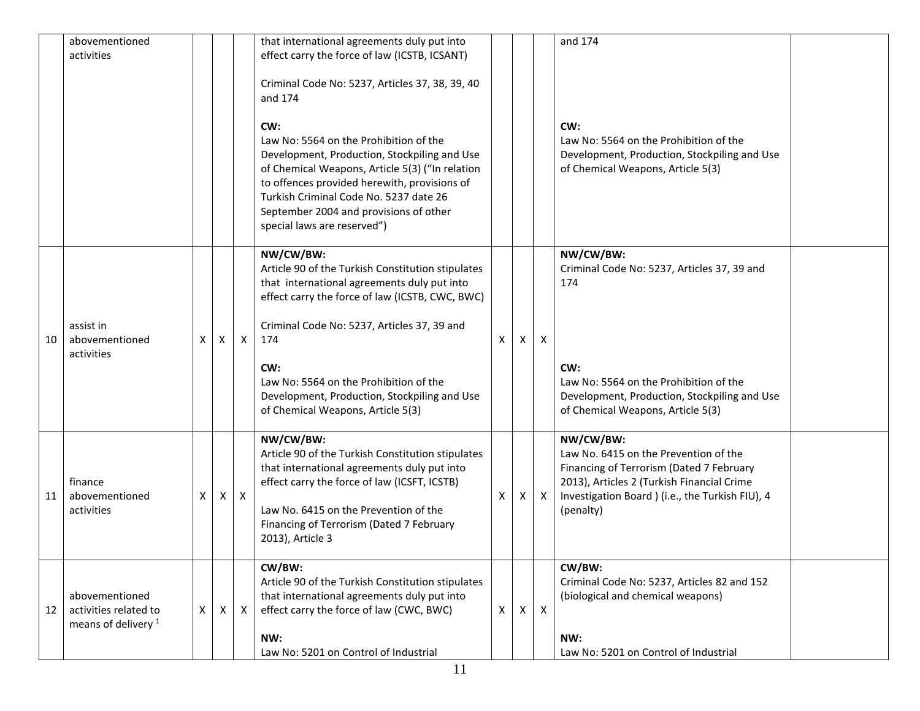| | | | | | | | | | | |
|---|---|---|---|---|---|---|---|---|---|---|
| | abovementioned activities | | | | that international agreements duly put into effect carry the force of law (ICSTB, ICSANT)<br><br>Criminal Code No: 5237, Articles 37, 38, 39, 40 and 174<br><br>**CW:**<br>Law No: 5564 on the Prohibition of the Development, Production, Stockpiling and Use of Chemical Weapons, Article 5(3) ("In relation to offences provided herewith, provisions of Turkish Criminal Code No. 5237 date 26 September 2004 and provisions of other special laws are reserved") | | | | and 174<br><br>**CW:**<br>Law No: 5564 on the Prohibition of the Development, Production, Stockpiling and Use of Chemical Weapons, Article 5(3) | |
| 10 | assist in abovementioned activities | X | X | X | **NW/CW/BW:**<br>Article 90 of the Turkish Constitution stipulates that international agreements duly put into effect carry the force of law (ICSTB, CWC, BWC)<br><br>Criminal Code No: 5237, Articles 37, 39 and 174<br><br>**CW:**<br>Law No: 5564 on the Prohibition of the Development, Production, Stockpiling and Use of Chemical Weapons, Article 5(3) | X | X | X | **NW/CW/BW:**<br>Criminal Code No: 5237, Articles 37, 39 and 174<br><br>**CW:**<br>Law No: 5564 on the Prohibition of the Development, Production, Stockpiling and Use of Chemical Weapons, Article 5(3) | |
| 11 | finance abovementioned activities | X | X | X | **NW/CW/BW:**<br>Article 90 of the Turkish Constitution stipulates that international agreements duly put into effect carry the force of law (ICSFT, ICSTB)<br><br>Law No. 6415 on the Prevention of the Financing of Terrorism (Dated 7 February 2013), Article 3 | X | X | X | **NW/CW/BW:**<br>Law No. 6415 on the Prevention of the Financing of Terrorism (Dated 7 February 2013), Articles 2 (Turkish Financial Crime Investigation Board ) (i.e., the Turkish FIU), 4 (penalty) | |
| 12 | abovementioned activities related to means of delivery [1] | X | X | X | **CW/BW:**<br>Article 90 of the Turkish Constitution stipulates that international agreements duly put into effect carry the force of law (CWC, BWC)<br><br>**NW:**<br>Law No: 5201 on Control of Industrial | X | X | X | **CW/BW:**<br>Criminal Code No: 5237, Articles 82 and 152 (biological and chemical weapons)<br><br>**NW:**<br>Law No: 5201 on Control of Industrial | |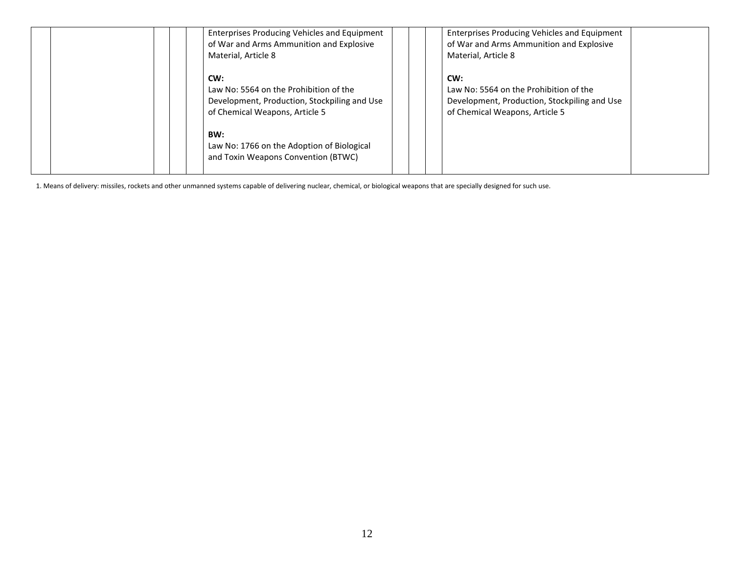| | | | | | Enterprises Producing Vehicles and Equipment of War and Arms Ammunition and Explosive Material, Article 8<br><br>**CW:**<br>Law No: 5564 on the Prohibition of the Development, Production, Stockpiling and Use of Chemical Weapons, Article 5<br><br>**BW:**<br>Law No: 1766 on the Adoption of Biological and Toxin Weapons Convention (BTWC) | | | | Enterprises Producing Vehicles and Equipment of War and Arms Ammunition and Explosive Material, Article 8<br><br>**CW:**<br>Law No: 5564 on the Prohibition of the Development, Production, Stockpiling and Use of Chemical Weapons, Article 5 | |
|---|---|---|---|---|---|---|---|---|---|---|

1. Means of delivery: missiles, rockets and other unmanned systems capable of delivering nuclear, chemical, or biological weapons that are specially designed for such use.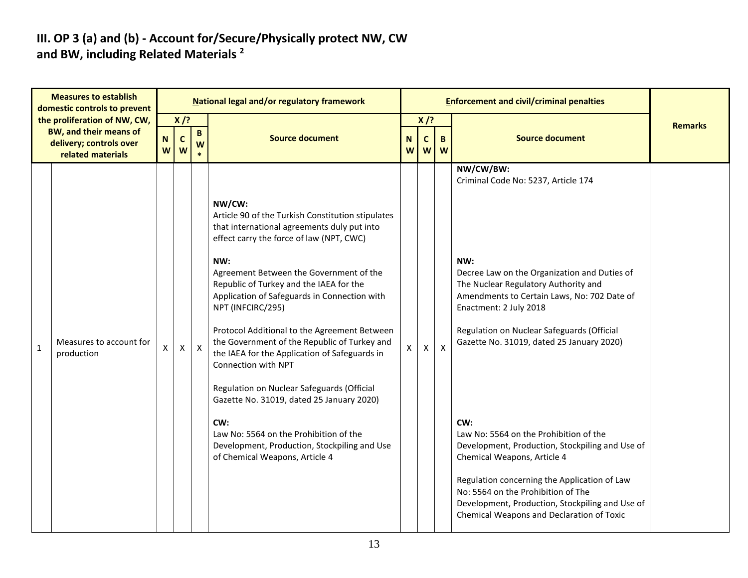# III. OP 3 (a) and (b) - Account for/Secure/Physically protect NW, CW and BW, including Related Materials [2]

| Measures to establish domestic controls to prevent the proliferation of NW, CW, BW, and their means of delivery; controls over related materials | | National legal and/or regulatory framework | | | | Enforcement and civil/criminal penalties | | | | Remarks |
|---|---|---|---|---|---|---|---|---|---|---|
| | | X /? | | | Source document | X /? | | | Source document | |
| | | NW | CW | BW* | | NW | CW | BW | | |
| 1 | Measures to account for production | X | X | X | **NW/CW:**<br>Article 90 of the Turkish Constitution stipulates that international agreements duly put into effect carry the force of law (NPT, CWC)<br><br>**NW:**<br>Agreement Between the Government of the Republic of Turkey and the IAEA for the Application of Safeguards in Connection with NPT (INFCIRC/295)<br><br>Protocol Additional to the Agreement Between the Government of the Republic of Turkey and the IAEA for the Application of Safeguards in Connection with NPT<br><br>Regulation on Nuclear Safeguards (Official Gazette No. 31019, dated 25 January 2020)<br><br>**CW:**<br>Law No: 5564 on the Prohibition of the Development, Production, Stockpiling and Use of Chemical Weapons, Article 4 | X | X | X | **NW/CW/BW:**<br>Criminal Code No: 5237, Article 174<br><br>**NW:**<br>Decree Law on the Organization and Duties of The Nuclear Regulatory Authority and Amendments to Certain Laws, No: 702 Date of Enactment: 2 July 2018<br><br>Regulation on Nuclear Safeguards (Official Gazette No. 31019, dated 25 January 2020)<br><br>**CW:**<br>Law No: 5564 on the Prohibition of the Development, Production, Stockpiling and Use of Chemical Weapons, Article 4<br><br>Regulation concerning the Application of Law No: 5564 on the Prohibition of The Development, Production, Stockpiling and Use of Chemical Weapons and Declaration of Toxic | |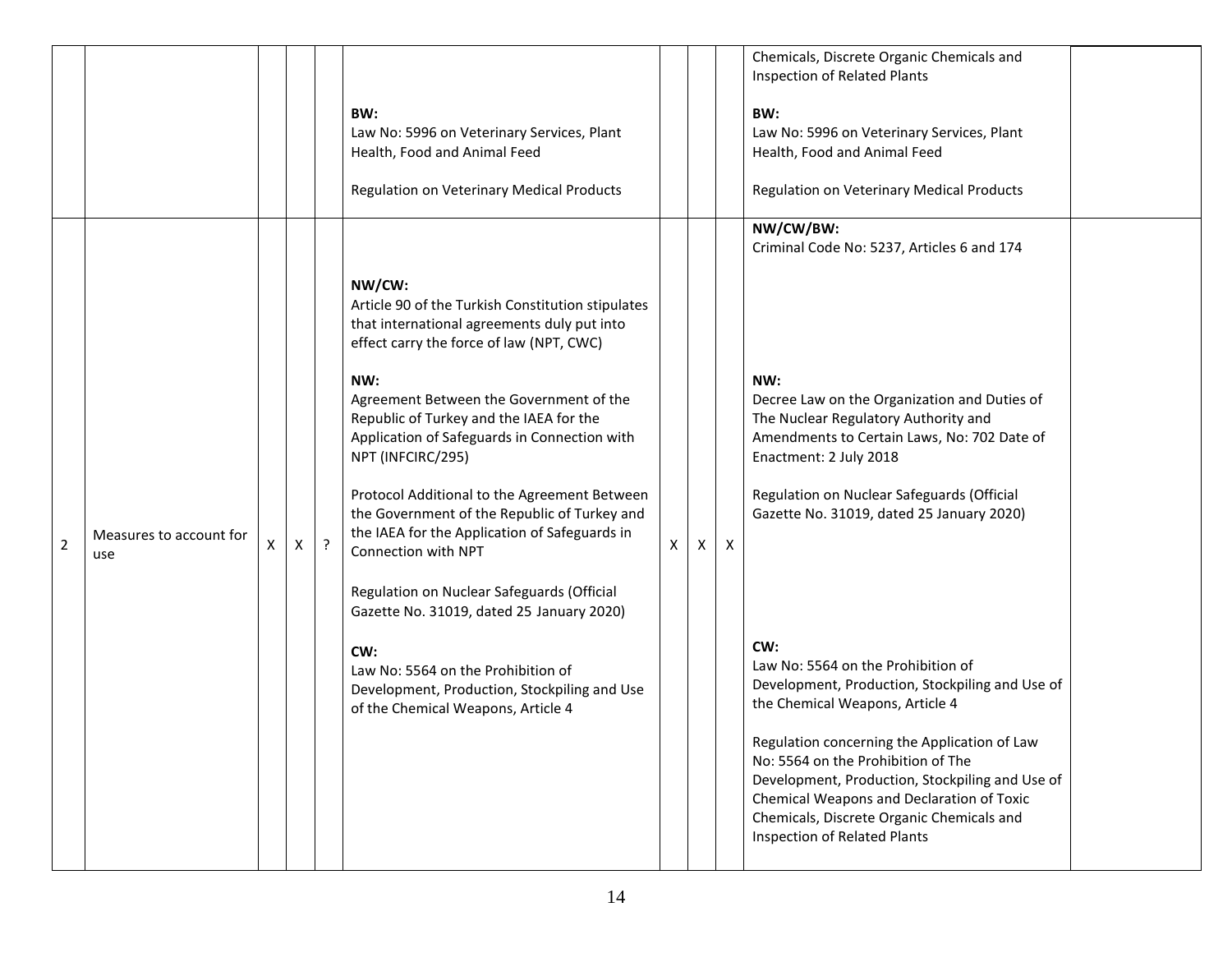| | | | | | | | | | | |
|---|---|---|---|---|---|---|---|---|---|---|
| | | | | | **BW:**<br>Law No: 5996 on Veterinary Services, Plant Health, Food and Animal Feed<br><br>Regulation on Veterinary Medical Products | | | | Chemicals, Discrete Organic Chemicals and Inspection of Related Plants<br><br>**BW:**<br>Law No: 5996 on Veterinary Services, Plant Health, Food and Animal Feed<br><br>Regulation on Veterinary Medical Products | |
| 2 | Measures to account for use | X | X | ? | **NW/CW:**<br>Article 90 of the Turkish Constitution stipulates that international agreements duly put into effect carry the force of law (NPT, CWC)<br><br>**NW:**<br>Agreement Between the Government of the Republic of Turkey and the IAEA for the Application of Safeguards in Connection with NPT (INFCIRC/295)<br><br>Protocol Additional to the Agreement Between the Government of the Republic of Turkey and the IAEA for the Application of Safeguards in Connection with NPT<br><br>Regulation on Nuclear Safeguards (Official Gazette No. 31019, dated 25 January 2020)<br><br>**CW:**<br>Law No: 5564 on the Prohibition of Development, Production, Stockpiling and Use of the Chemical Weapons, Article 4 | X | X | X | **NW/CW/BW:**<br>Criminal Code No: 5237, Articles 6 and 174<br><br>**NW:**<br>Decree Law on the Organization and Duties of The Nuclear Regulatory Authority and Amendments to Certain Laws, No: 702 Date of Enactment: 2 July 2018<br><br>Regulation on Nuclear Safeguards (Official Gazette No. 31019, dated 25 January 2020)<br><br>**CW:**<br>Law No: 5564 on the Prohibition of Development, Production, Stockpiling and Use of the Chemical Weapons, Article 4<br><br>Regulation concerning the Application of Law No: 5564 on the Prohibition of The Development, Production, Stockpiling and Use of Chemical Weapons and Declaration of Toxic Chemicals, Discrete Organic Chemicals and Inspection of Related Plants | |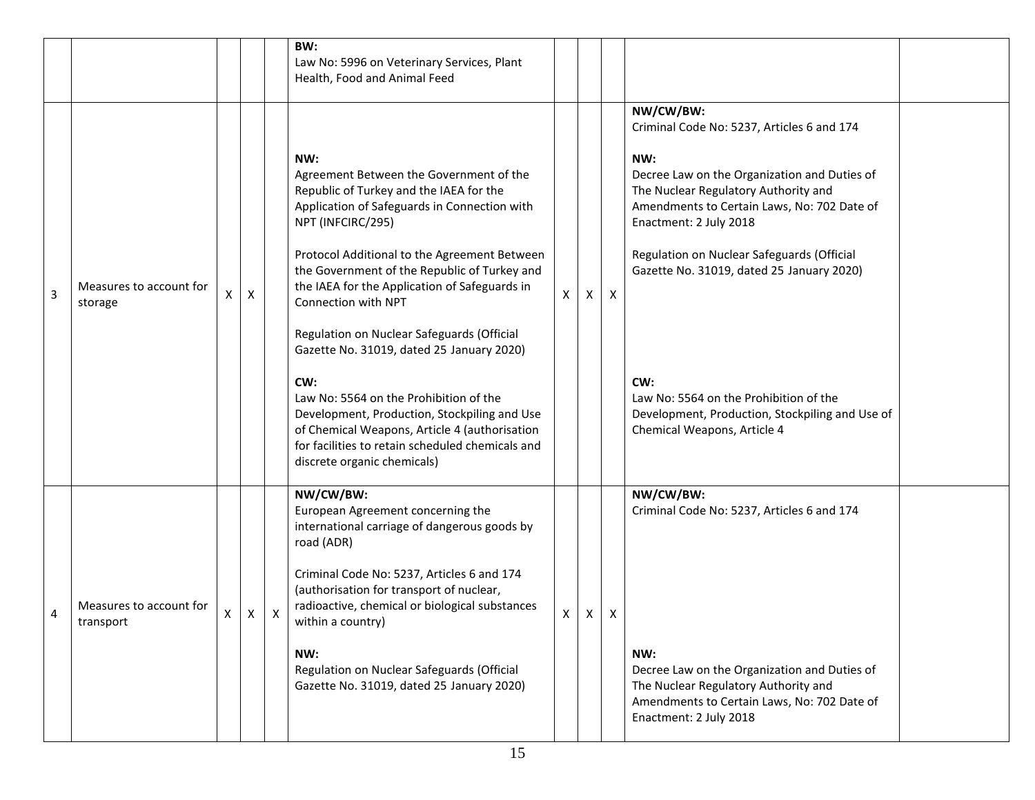|  |  |  |  |  |  |  |  |  |  |  |
|---|---|---|---|---|---|---|---|---|---|---|
|  |  |  |  |  | **BW:**<br>Law No: 5996 on Veterinary Services, Plant Health, Food and Animal Feed |  |  |  |  |  |
| 3 | Measures to account for storage | X | X |  | **NW:**<br>Agreement Between the Government of the Republic of Turkey and the IAEA for the Application of Safeguards in Connection with NPT (INFCIRC/295)<br><br>Protocol Additional to the Agreement Between the Government of the Republic of Turkey and the IAEA for the Application of Safeguards in Connection with NPT<br><br>Regulation on Nuclear Safeguards (Official Gazette No. 31019, dated 25 January 2020)<br><br>**CW:**<br>Law No: 5564 on the Prohibition of the Development, Production, Stockpiling and Use of Chemical Weapons, Article 4 (authorisation for facilities to retain scheduled chemicals and discrete organic chemicals) | X | X | X | **NW/CW/BW:**<br>Criminal Code No: 5237, Articles 6 and 174<br><br>**NW:**<br>Decree Law on the Organization and Duties of The Nuclear Regulatory Authority and Amendments to Certain Laws, No: 702 Date of Enactment: 2 July 2018<br><br>Regulation on Nuclear Safeguards (Official Gazette No. 31019, dated 25 January 2020)<br><br>**CW:**<br>Law No: 5564 on the Prohibition of the Development, Production, Stockpiling and Use of Chemical Weapons, Article 4 |  |
| 4 | Measures to account for transport | X | X | X | **NW/CW/BW:**<br>European Agreement concerning the international carriage of dangerous goods by road (ADR)<br><br>Criminal Code No: 5237, Articles 6 and 174 (authorisation for transport of nuclear, radioactive, chemical or biological substances within a country)<br><br>**NW:**<br>Regulation on Nuclear Safeguards (Official Gazette No. 31019, dated 25 January 2020) | X | X | X | **NW/CW/BW:**<br>Criminal Code No: 5237, Articles 6 and 174<br><br>**NW:**<br>Decree Law on the Organization and Duties of The Nuclear Regulatory Authority and Amendments to Certain Laws, No: 702 Date of Enactment: 2 July 2018 |  |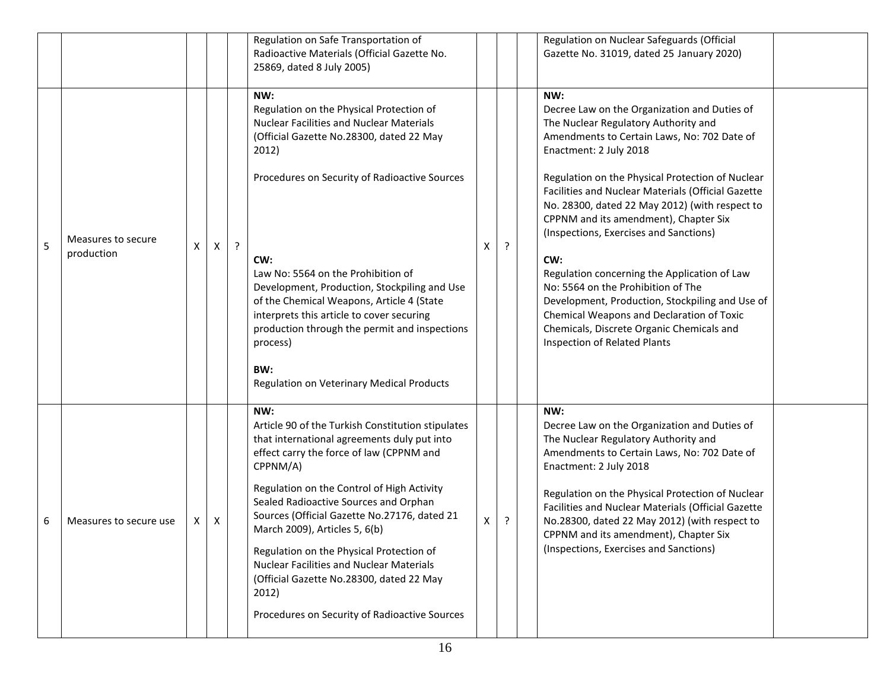| | | | | | | | | | | |
|---|---|---|---|---|---|---|---|---|---|---|
| | | | | | Regulation on Safe Transportation of Radioactive Materials (Official Gazette No. 25869, dated 8 July 2005) | | | | Regulation on Nuclear Safeguards (Official Gazette No. 31019, dated 25 January 2020) | |
| 5 | Measures to secure production | X | X | ? | **NW:**<br>Regulation on the Physical Protection of Nuclear Facilities and Nuclear Materials (Official Gazette No.28300, dated 22 May 2012)<br><br>Procedures on Security of Radioactive Sources<br><br>**CW:**<br>Law No: 5564 on the Prohibition of Development, Production, Stockpiling and Use of the Chemical Weapons, Article 4 (State interprets this article to cover securing production through the permit and inspections process)<br><br>**BW:**<br>Regulation on Veterinary Medical Products | X | ? | | **NW:**<br>Decree Law on the Organization and Duties of The Nuclear Regulatory Authority and Amendments to Certain Laws, No: 702 Date of Enactment: 2 July 2018<br><br>Regulation on the Physical Protection of Nuclear Facilities and Nuclear Materials (Official Gazette No. 28300, dated 22 May 2012) (with respect to CPPNM and its amendment), Chapter Six (Inspections, Exercises and Sanctions)<br><br>**CW:**<br>Regulation concerning the Application of Law No: 5564 on the Prohibition of The Development, Production, Stockpiling and Use of Chemical Weapons and Declaration of Toxic Chemicals, Discrete Organic Chemicals and Inspection of Related Plants | |
| 6 | Measures to secure use | X | X | | **NW:**<br>Article 90 of the Turkish Constitution stipulates that international agreements duly put into effect carry the force of law (CPPNM and CPPNM/A)<br><br>Regulation on the Control of High Activity Sealed Radioactive Sources and Orphan Sources (Official Gazette No.27176, dated 21 March 2009), Articles 5, 6(b)<br><br>Regulation on the Physical Protection of Nuclear Facilities and Nuclear Materials (Official Gazette No.28300, dated 22 May 2012)<br><br>Procedures on Security of Radioactive Sources | X | ? | | **NW:**<br>Decree Law on the Organization and Duties of The Nuclear Regulatory Authority and Amendments to Certain Laws, No: 702 Date of Enactment: 2 July 2018<br><br>Regulation on the Physical Protection of Nuclear Facilities and Nuclear Materials (Official Gazette No.28300, dated 22 May 2012) (with respect to CPPNM and its amendment), Chapter Six (Inspections, Exercises and Sanctions) | |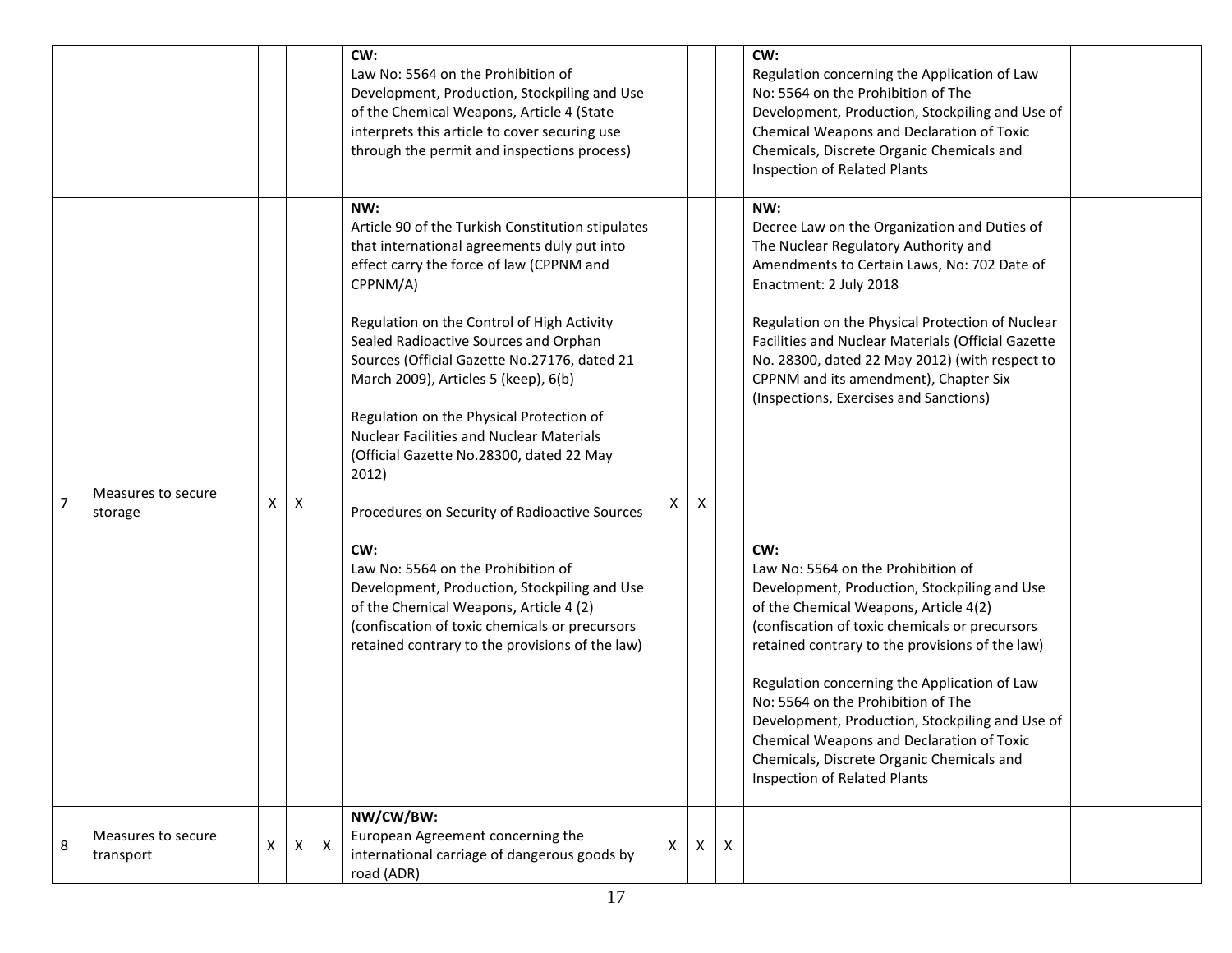| | | | | | | | | | | |
|---|---|---|---|---|---|---|---|---|---|---|
| | | | | | **CW:**<br>Law No: 5564 on the Prohibition of Development, Production, Stockpiling and Use of the Chemical Weapons, Article 4 (State interprets this article to cover securing use through the permit and inspections process) | | | | **CW:**<br>Regulation concerning the Application of Law No: 5564 on the Prohibition of The Development, Production, Stockpiling and Use of Chemical Weapons and Declaration of Toxic Chemicals, Discrete Organic Chemicals and Inspection of Related Plants | |
| 7 | Measures to secure storage | X | X | | **NW:**<br>Article 90 of the Turkish Constitution stipulates that international agreements duly put into effect carry the force of law (CPPNM and CPPNM/A)<br><br>Regulation on the Control of High Activity Sealed Radioactive Sources and Orphan Sources (Official Gazette No.27176, dated 21 March 2009), Articles 5 (keep), 6(b)<br><br>Regulation on the Physical Protection of Nuclear Facilities and Nuclear Materials (Official Gazette No.28300, dated 22 May 2012)<br><br>Procedures on Security of Radioactive Sources<br><br>**CW:**<br>Law No: 5564 on the Prohibition of Development, Production, Stockpiling and Use of the Chemical Weapons, Article 4 (2) (confiscation of toxic chemicals or precursors retained contrary to the provisions of the law) | X | X | | **NW:**<br>Decree Law on the Organization and Duties of The Nuclear Regulatory Authority and Amendments to Certain Laws, No: 702 Date of Enactment: 2 July 2018<br><br>Regulation on the Physical Protection of Nuclear Facilities and Nuclear Materials (Official Gazette No. 28300, dated 22 May 2012) (with respect to CPPNM and its amendment), Chapter Six (Inspections, Exercises and Sanctions)<br><br>**CW:**<br>Law No: 5564 on the Prohibition of Development, Production, Stockpiling and Use of the Chemical Weapons, Article 4(2) (confiscation of toxic chemicals or precursors retained contrary to the provisions of the law)<br><br>Regulation concerning the Application of Law No: 5564 on the Prohibition of The Development, Production, Stockpiling and Use of Chemical Weapons and Declaration of Toxic Chemicals, Discrete Organic Chemicals and Inspection of Related Plants | |
| 8 | Measures to secure transport | X | X | X | **NW/CW/BW:**<br>European Agreement concerning the international carriage of dangerous goods by road (ADR) | X | X | X | | |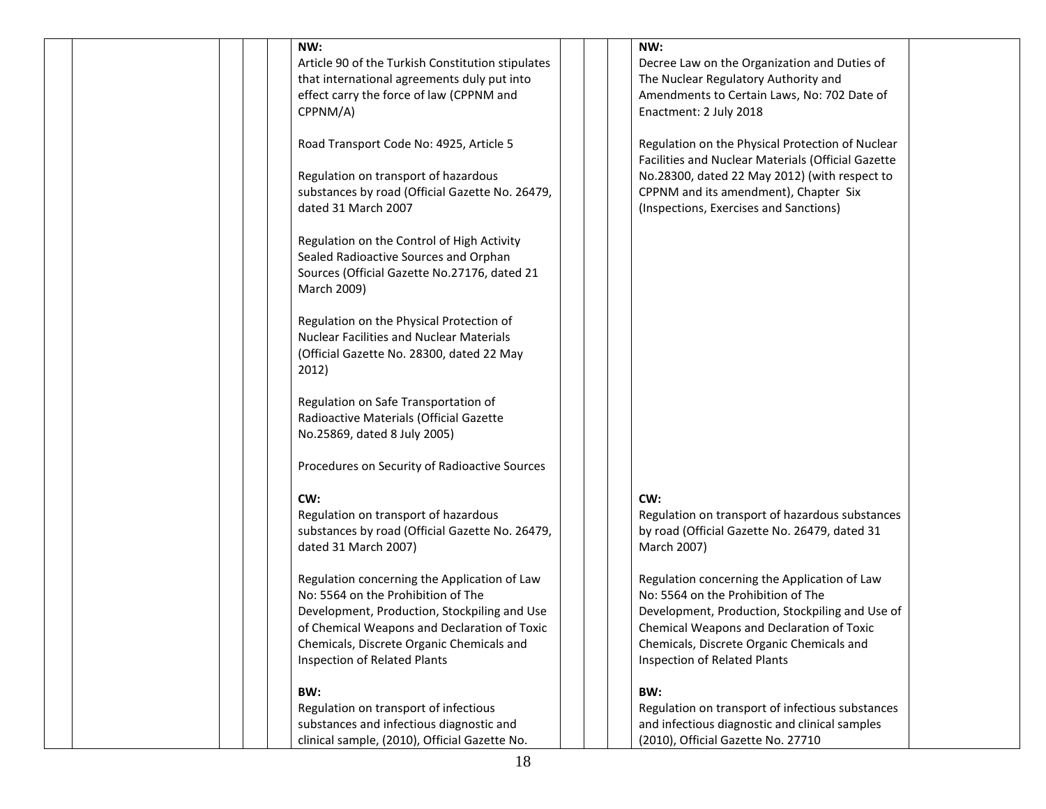|  |  |  |  |  |  |  |  |  |
|---|---|---|---|---|---|---|---|---|
|  |  |  |  | **NW:**<br>Article 90 of the Turkish Constitution stipulates that international agreements duly put into effect carry the force of law (CPPNM and CPPNM/A)<br><br>Road Transport Code No: 4925, Article 5<br><br>Regulation on transport of hazardous substances by road (Official Gazette No. 26479, dated 31 March 2007<br><br>Regulation on the Control of High Activity Sealed Radioactive Sources and Orphan Sources (Official Gazette No.27176, dated 21 March 2009)<br><br>Regulation on the Physical Protection of Nuclear Facilities and Nuclear Materials (Official Gazette No. 28300, dated 22 May 2012)<br><br>Regulation on Safe Transportation of Radioactive Materials (Official Gazette No.25869, dated 8 July 2005)<br><br>Procedures on Security of Radioactive Sources<br><br>**CW:**<br>Regulation on transport of hazardous substances by road (Official Gazette No. 26479, dated 31 March 2007)<br><br>Regulation concerning the Application of Law No: 5564 on the Prohibition of The Development, Production, Stockpiling and Use of Chemical Weapons and Declaration of Toxic Chemicals, Discrete Organic Chemicals and Inspection of Related Plants<br><br>**BW:**<br>Regulation on transport of infectious substances and infectious diagnostic and clinical sample, (2010), Official Gazette No. |  |  |  | **NW:**<br>Decree Law on the Organization and Duties of The Nuclear Regulatory Authority and Amendments to Certain Laws, No: 702 Date of Enactment: 2 July 2018<br><br>Regulation on the Physical Protection of Nuclear Facilities and Nuclear Materials (Official Gazette No.28300, dated 22 May 2012) (with respect to CPPNM and its amendment), Chapter Six (Inspections, Exercises and Sanctions)<br><br>**CW:**<br>Regulation on transport of hazardous substances by road (Official Gazette No. 26479, dated 31 March 2007)<br><br>Regulation concerning the Application of Law No: 5564 on the Prohibition of The Development, Production, Stockpiling and Use of Chemical Weapons and Declaration of Toxic Chemicals, Discrete Organic Chemicals and Inspection of Related Plants<br><br>**BW:**<br>Regulation on transport of infectious substances and infectious diagnostic and clinical samples (2010), Official Gazette No. 27710 |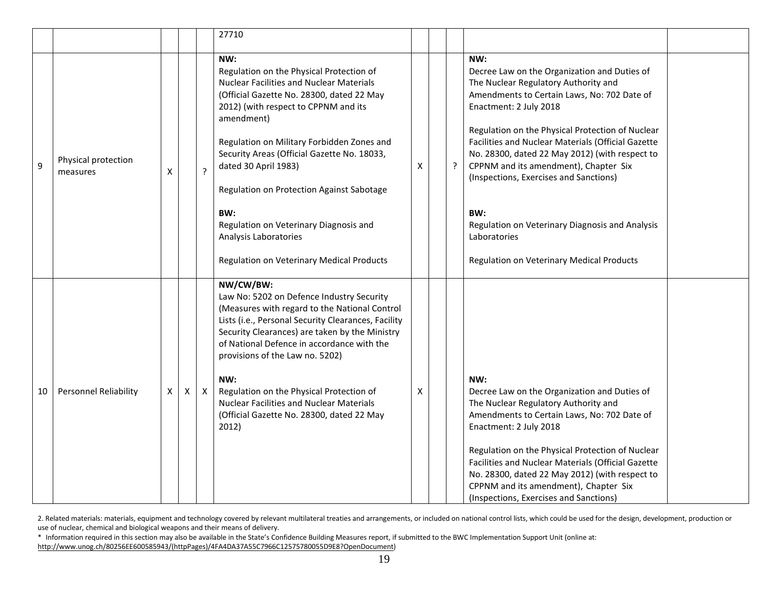| | | | | | | | | | | |
|---|---|---|---|---|---|---|---|---|---|---|
| | | | | | 27710 | | | | | |
| 9 | Physical protection measures | X | | ? | **NW:**<br>Regulation on the Physical Protection of Nuclear Facilities and Nuclear Materials (Official Gazette No. 28300, dated 22 May 2012) (with respect to CPPNM and its amendment)<br><br>Regulation on Military Forbidden Zones and Security Areas (Official Gazette No. 18033, dated 30 April 1983)<br><br>Regulation on Protection Against Sabotage<br><br>**BW:**<br>Regulation on Veterinary Diagnosis and Analysis Laboratories<br><br>Regulation on Veterinary Medical Products | X | | ? | **NW:**<br>Decree Law on the Organization and Duties of The Nuclear Regulatory Authority and Amendments to Certain Laws, No: 702 Date of Enactment: 2 July 2018<br><br>Regulation on the Physical Protection of Nuclear Facilities and Nuclear Materials (Official Gazette No. 28300, dated 22 May 2012) (with respect to CPPNM and its amendment), Chapter Six (Inspections, Exercises and Sanctions)<br><br>**BW:**<br>Regulation on Veterinary Diagnosis and Analysis Laboratories<br><br>Regulation on Veterinary Medical Products | |
| 10 | Personnel Reliability | X | X | X | **NW/CW/BW:**<br>Law No: 5202 on Defence Industry Security (Measures with regard to the National Control Lists (i.e., Personal Security Clearances, Facility Security Clearances) are taken by the Ministry of National Defence in accordance with the provisions of the Law no. 5202)<br><br>**NW:**<br>Regulation on the Physical Protection of Nuclear Facilities and Nuclear Materials (Official Gazette No. 28300, dated 22 May 2012) | X | | | **NW:**<br>Decree Law on the Organization and Duties of The Nuclear Regulatory Authority and Amendments to Certain Laws, No: 702 Date of Enactment: 2 July 2018<br><br>Regulation on the Physical Protection of Nuclear Facilities and Nuclear Materials (Official Gazette No. 28300, dated 22 May 2012) (with respect to CPPNM and its amendment), Chapter Six (Inspections, Exercises and Sanctions) | |

2. Related materials: materials, equipment and technology covered by relevant multilateral treaties and arrangements, or included on national control lists, which could be used for the design, development, production or use of nuclear, chemical and biological weapons and their means of delivery.

\* Information required in this section may also be available in the State's Confidence Building Measures report, if submitted to the BWC Implementation Support Unit (online at: http://www.unog.ch/80256EE600585943/(httpPages)/4FA4DA37A55C7966C12575780055D9E8?OpenDocument)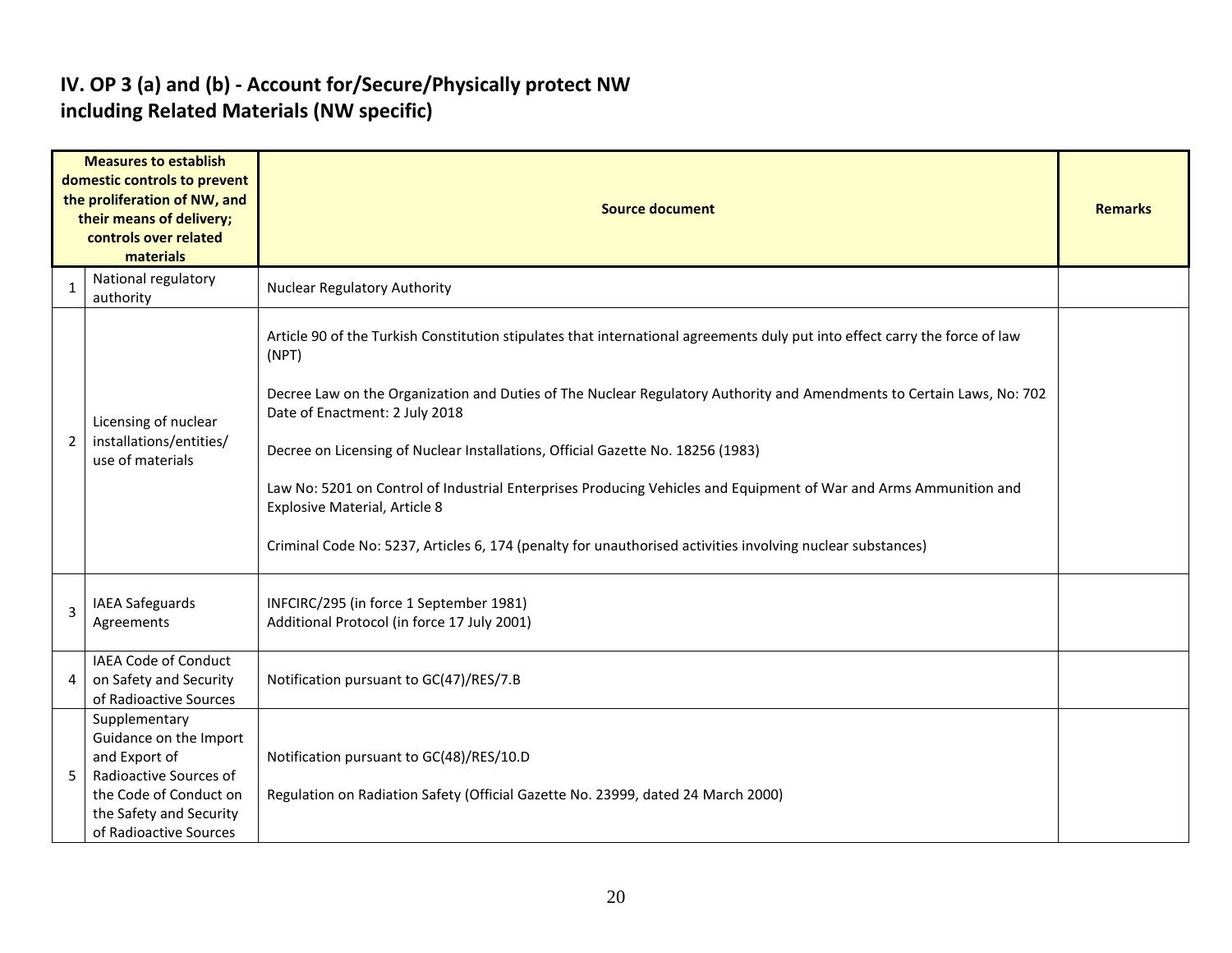# IV. OP 3 (a) and (b) - Account for/Secure/Physically protect NW including Related Materials (NW specific)

| | Measures to establish domestic controls to prevent the proliferation of NW, and their means of delivery; controls over related materials | Source document | Remarks |
|---|---|---|---|
| 1 | National regulatory authority | Nuclear Regulatory Authority | |
| 2 | Licensing of nuclear installations/entities/ use of materials | Article 90 of the Turkish Constitution stipulates that international agreements duly put into effect carry the force of law (NPT)<br><br>Decree Law on the Organization and Duties of The Nuclear Regulatory Authority and Amendments to Certain Laws, No: 702 Date of Enactment: 2 July 2018<br><br>Decree on Licensing of Nuclear Installations, Official Gazette No. 18256 (1983)<br><br>Law No: 5201 on Control of Industrial Enterprises Producing Vehicles and Equipment of War and Arms Ammunition and Explosive Material, Article 8<br><br>Criminal Code No: 5237, Articles 6, 174 (penalty for unauthorised activities involving nuclear substances) | |
| 3 | IAEA Safeguards Agreements | INFCIRC/295 (in force 1 September 1981)<br>Additional Protocol (in force 17 July 2001) | |
| 4 | IAEA Code of Conduct on Safety and Security of Radioactive Sources | Notification pursuant to GC(47)/RES/7.B | |
| 5 | Supplementary Guidance on the Import and Export of Radioactive Sources of the Code of Conduct on the Safety and Security of Radioactive Sources | Notification pursuant to GC(48)/RES/10.D<br><br>Regulation on Radiation Safety (Official Gazette No. 23999, dated 24 March 2000) | |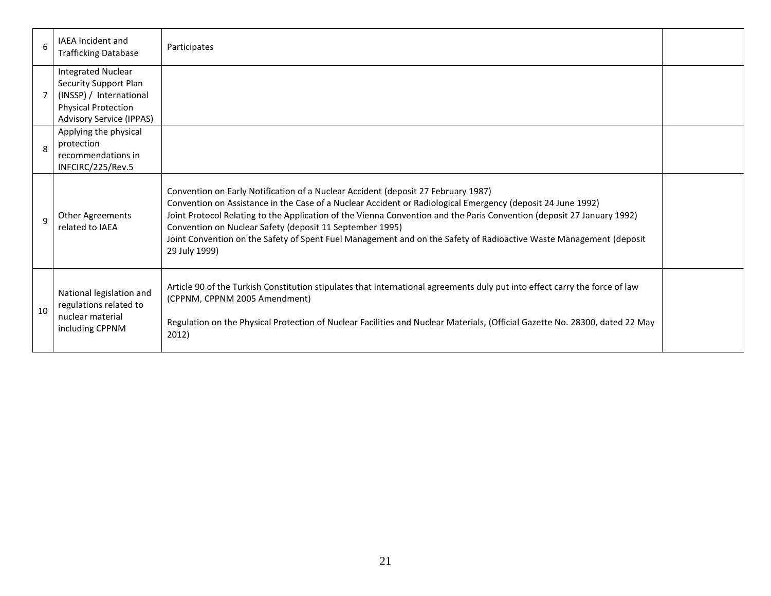| | | | |
|---|---|---|---|
| 6 | IAEA Incident and Trafficking Database | Participates | |
| 7 | Integrated Nuclear Security Support Plan (INSSP) / International Physical Protection Advisory Service (IPPAS) | | |
| 8 | Applying the physical protection recommendations in INFCIRC/225/Rev.5 | | |
| 9 | Other Agreements related to IAEA | Convention on Early Notification of a Nuclear Accident (deposit 27 February 1987)<br>Convention on Assistance in the Case of a Nuclear Accident or Radiological Emergency (deposit 24 June 1992)<br>Joint Protocol Relating to the Application of the Vienna Convention and the Paris Convention (deposit 27 January 1992)<br>Convention on Nuclear Safety (deposit 11 September 1995)<br>Joint Convention on the Safety of Spent Fuel Management and on the Safety of Radioactive Waste Management (deposit 29 July 1999) | |
| 10 | National legislation and regulations related to nuclear material including CPPNM | Article 90 of the Turkish Constitution stipulates that international agreements duly put into effect carry the force of law (CPPNM, CPPNM 2005 Amendment)<br><br>Regulation on the Physical Protection of Nuclear Facilities and Nuclear Materials, (Official Gazette No. 28300, dated 22 May 2012) | |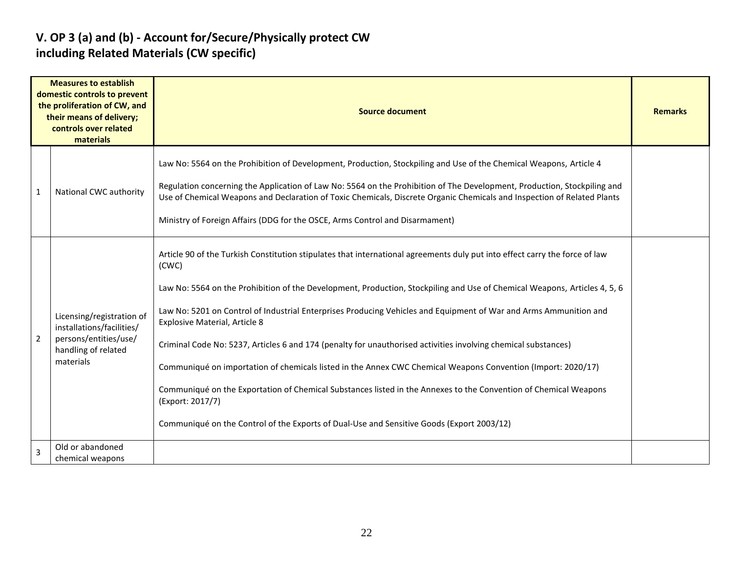## V. OP 3 (a) and (b) - Account for/Secure/Physically protect CW including Related Materials (CW specific)

| | Measures to establish domestic controls to prevent the proliferation of CW, and their means of delivery; controls over related materials | Source document | Remarks |
|---|---|---|---|
| 1 | National CWC authority | Law No: 5564 on the Prohibition of Development, Production, Stockpiling and Use of the Chemical Weapons, Article 4<br><br>Regulation concerning the Application of Law No: 5564 on the Prohibition of The Development, Production, Stockpiling and Use of Chemical Weapons and Declaration of Toxic Chemicals, Discrete Organic Chemicals and Inspection of Related Plants<br><br>Ministry of Foreign Affairs (DDG for the OSCE, Arms Control and Disarmament) | |
| 2 | Licensing/registration of installations/facilities/ persons/entities/use/ handling of related materials | Article 90 of the Turkish Constitution stipulates that international agreements duly put into effect carry the force of law (CWC)<br><br>Law No: 5564 on the Prohibition of the Development, Production, Stockpiling and Use of Chemical Weapons, Articles 4, 5, 6<br><br>Law No: 5201 on Control of Industrial Enterprises Producing Vehicles and Equipment of War and Arms Ammunition and Explosive Material, Article 8<br><br>Criminal Code No: 5237, Articles 6 and 174 (penalty for unauthorised activities involving chemical substances)<br><br>Communiqué on importation of chemicals listed in the Annex CWC Chemical Weapons Convention (Import: 2020/17)<br><br>Communiqué on the Exportation of Chemical Substances listed in the Annexes to the Convention of Chemical Weapons (Export: 2017/7)<br><br>Communiqué on the Control of the Exports of Dual-Use and Sensitive Goods (Export 2003/12) | |
| 3 | Old or abandoned chemical weapons | | |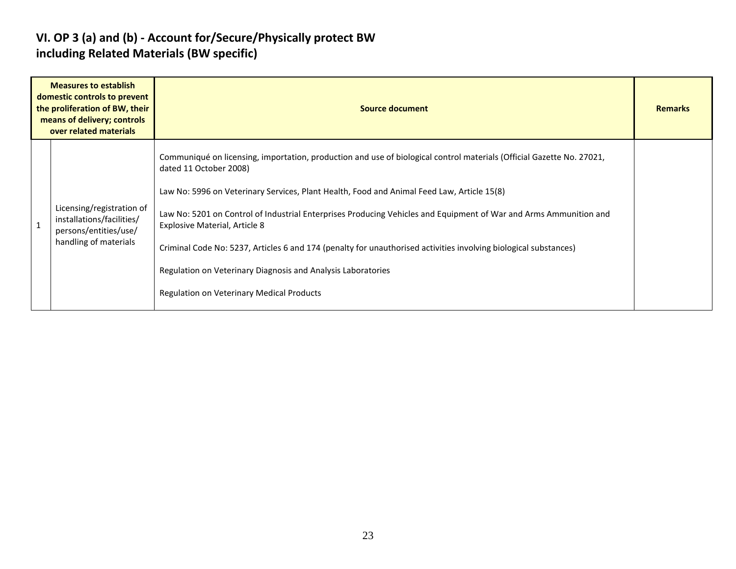## VI. OP 3 (a) and (b) - Account for/Secure/Physically protect BW including Related Materials (BW specific)

| Measures to establish domestic controls to prevent the proliferation of BW, their means of delivery; controls over related materials | | Source document | Remarks |
|---|---|---|---|
| 1 | Licensing/registration of installations/facilities/ persons/entities/use/ handling of materials | Communiqué on licensing, importation, production and use of biological control materials (Official Gazette No. 27021, dated 11 October 2008)<br><br>Law No: 5996 on Veterinary Services, Plant Health, Food and Animal Feed Law, Article 15(8)<br><br>Law No: 5201 on Control of Industrial Enterprises Producing Vehicles and Equipment of War and Arms Ammunition and Explosive Material, Article 8<br><br>Criminal Code No: 5237, Articles 6 and 174 (penalty for unauthorised activities involving biological substances)<br><br>Regulation on Veterinary Diagnosis and Analysis Laboratories<br><br>Regulation on Veterinary Medical Products | |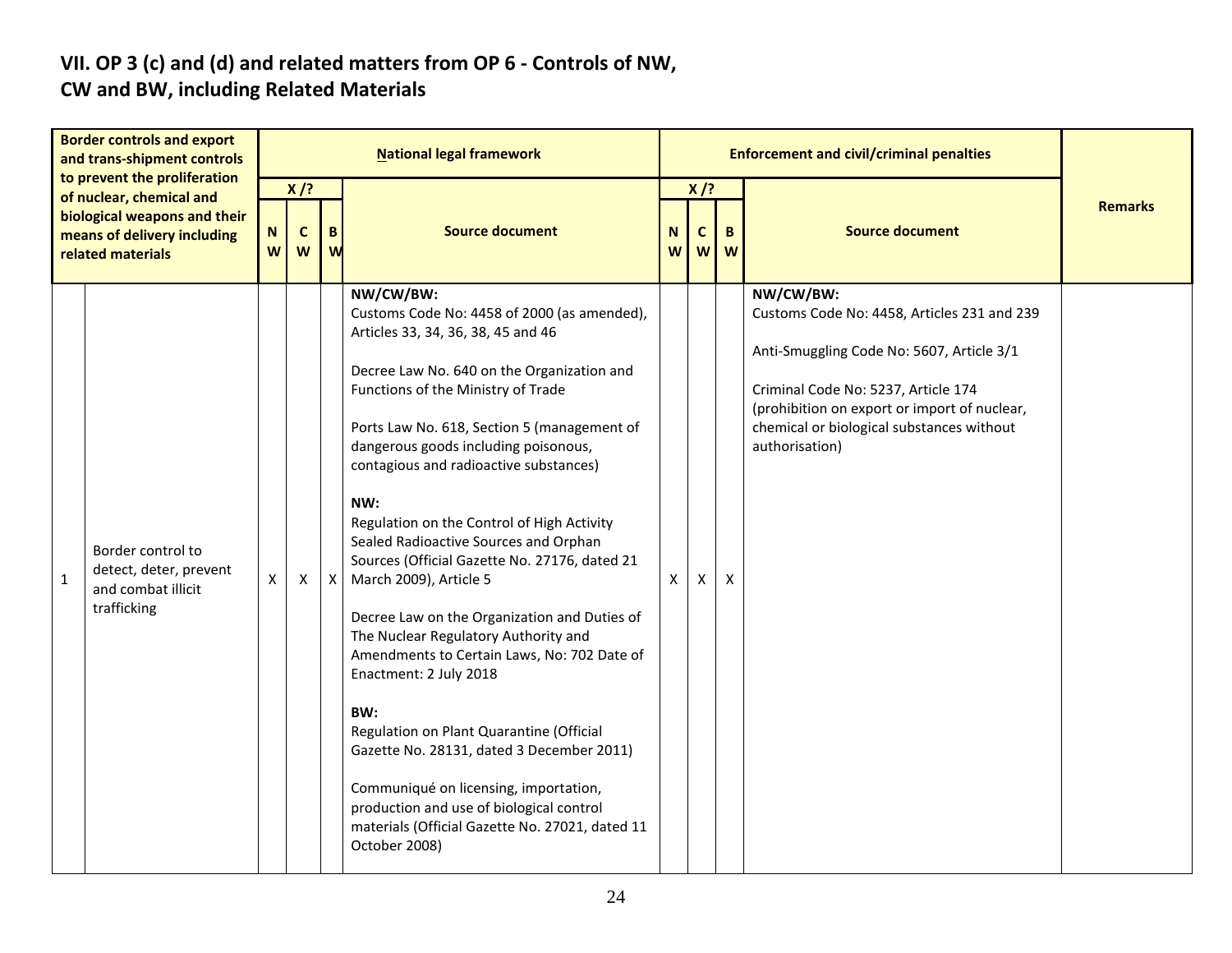## VII. OP 3 (c) and (d) and related matters from OP 6 - Controls of NW, CW and BW, including Related Materials

| | Border controls and export and trans-shipment controls to prevent the proliferation of nuclear, chemical and biological weapons and their means of delivery including related materials | National legal framework | | | | Enforcement and civil/criminal penalties | | | | Remarks |
|---|---|---|---|---|---|---|---|---|---|---|
| | | X /? | | | Source document | X /? | | | Source document | |
| | | NW | CW | BW | | NW | CW | BW | | |
| 1 | Border control to detect, deter, prevent and combat illicit trafficking | X | X | X | **NW/CW/BW:**<br>Customs Code No: 4458 of 2000 (as amended), Articles 33, 34, 36, 38, 45 and 46<br><br>Decree Law No. 640 on the Organization and Functions of the Ministry of Trade<br><br>Ports Law No. 618, Section 5 (management of dangerous goods including poisonous, contagious and radioactive substances)<br><br>**NW:**<br>Regulation on the Control of High Activity Sealed Radioactive Sources and Orphan Sources (Official Gazette No. 27176, dated 21 March 2009), Article 5<br><br>Decree Law on the Organization and Duties of The Nuclear Regulatory Authority and Amendments to Certain Laws, No: 702 Date of Enactment: 2 July 2018<br><br>**BW:**<br>Regulation on Plant Quarantine (Official Gazette No. 28131, dated 3 December 2011)<br><br>Communiqué on licensing, importation, production and use of biological control materials (Official Gazette No. 27021, dated 11 October 2008) | X | X | X | **NW/CW/BW:**<br>Customs Code No: 4458, Articles 231 and 239<br><br>Anti-Smuggling Code No: 5607, Article 3/1<br><br>Criminal Code No: 5237, Article 174 (prohibition on export or import of nuclear, chemical or biological substances without authorisation) | |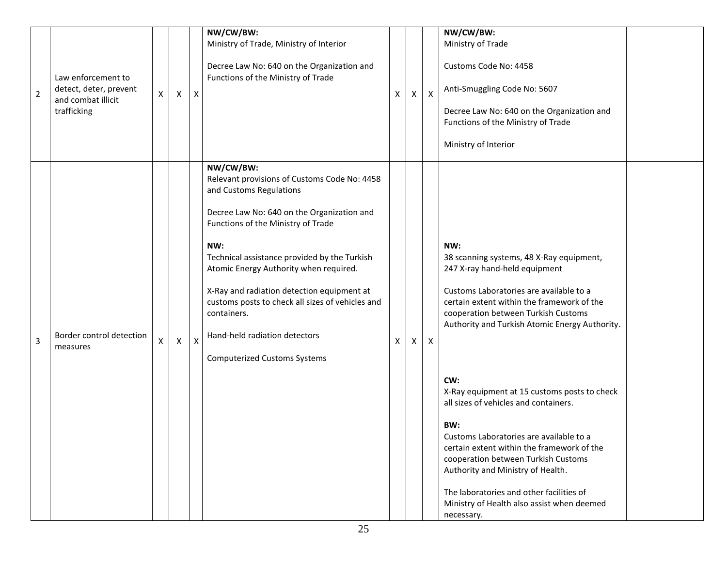| 2 | Law enforcement to detect, deter, prevent and combat illicit trafficking | X | X | X | **NW/CW/BW:**<br>Ministry of Trade, Ministry of Interior<br><br>Decree Law No: 640 on the Organization and Functions of the Ministry of Trade | X | X | X | **NW/CW/BW:**<br>Ministry of Trade<br><br>Customs Code No: 4458<br><br>Anti-Smuggling Code No: 5607<br><br>Decree Law No: 640 on the Organization and Functions of the Ministry of Trade<br><br>Ministry of Interior | |
|---|---|---|---|---|---|---|---|---|---|---|
| 3 | Border control detection measures | X | X | X | **NW/CW/BW:**<br>Relevant provisions of Customs Code No: 4458 and Customs Regulations<br><br>Decree Law No: 640 on the Organization and Functions of the Ministry of Trade<br><br>**NW:**<br>Technical assistance provided by the Turkish Atomic Energy Authority when required.<br><br>X-Ray and radiation detection equipment at customs posts to check all sizes of vehicles and containers.<br><br>Hand-held radiation detectors<br><br>Computerized Customs Systems | X | X | X | **NW:**<br>38 scanning systems, 48 X-Ray equipment, 247 X-ray hand-held equipment<br><br>Customs Laboratories are available to a certain extent within the framework of the cooperation between Turkish Customs Authority and Turkish Atomic Energy Authority.<br><br>**CW:**<br>X-Ray equipment at 15 customs posts to check all sizes of vehicles and containers.<br><br>**BW:**<br>Customs Laboratories are available to a certain extent within the framework of the cooperation between Turkish Customs Authority and Ministry of Health.<br><br>The laboratories and other facilities of Ministry of Health also assist when deemed necessary. | |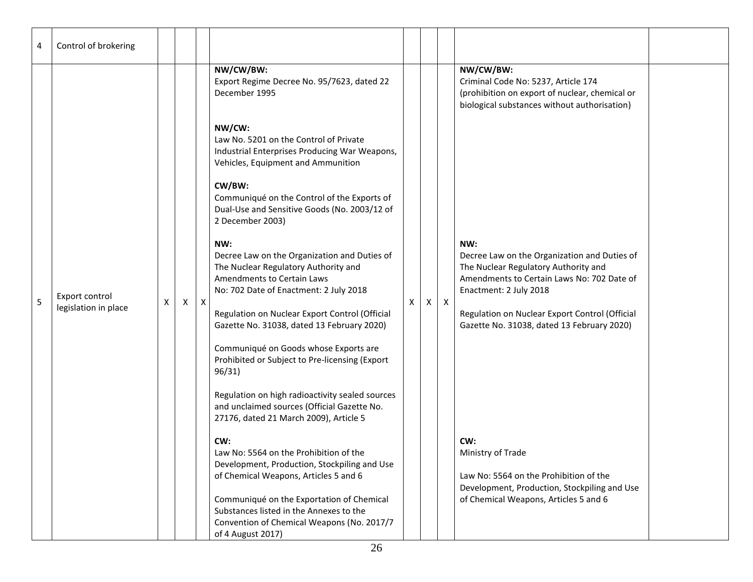| 4 | Control of brokering | | | | | | | | | |
|---|---|---|---|---|---|---|---|---|---|---|
| 5 | Export control legislation in place | X | X | X | **NW/CW/BW:**<br>Export Regime Decree No. 95/7623, dated 22 December 1995<br><br>**NW/CW:**<br>Law No. 5201 on the Control of Private Industrial Enterprises Producing War Weapons, Vehicles, Equipment and Ammunition<br><br>**CW/BW:**<br>Communiqué on the Control of the Exports of Dual-Use and Sensitive Goods (No. 2003/12 of 2 December 2003)<br><br>**NW:**<br>Decree Law on the Organization and Duties of The Nuclear Regulatory Authority and Amendments to Certain Laws No: 702 Date of Enactment: 2 July 2018<br><br>Regulation on Nuclear Export Control (Official Gazette No. 31038, dated 13 February 2020)<br><br>Communiqué on Goods whose Exports are Prohibited or Subject to Pre-licensing (Export 96/31)<br><br>Regulation on high radioactivity sealed sources and unclaimed sources (Official Gazette No. 27176, dated 21 March 2009), Article 5<br><br>**CW:**<br>Law No: 5564 on the Prohibition of the Development, Production, Stockpiling and Use of Chemical Weapons, Articles 5 and 6<br><br>Communiqué on the Exportation of Chemical Substances listed in the Annexes to the Convention of Chemical Weapons (No. 2017/7 of 4 August 2017) | X | X | X | **NW/CW/BW:**<br>Criminal Code No: 5237, Article 174 (prohibition on export of nuclear, chemical or biological substances without authorisation)<br><br>**NW:**<br>Decree Law on the Organization and Duties of The Nuclear Regulatory Authority and Amendments to Certain Laws No: 702 Date of Enactment: 2 July 2018<br><br>Regulation on Nuclear Export Control (Official Gazette No. 31038, dated 13 February 2020)<br><br>**CW:**<br>Ministry of Trade<br><br>Law No: 5564 on the Prohibition of the Development, Production, Stockpiling and Use of Chemical Weapons, Articles 5 and 6 | |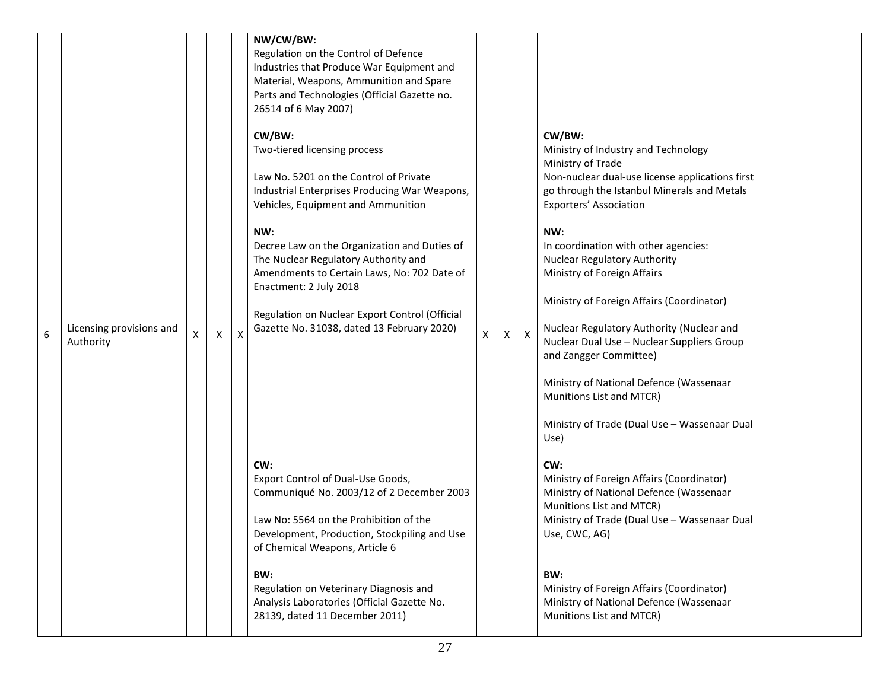| 6 | Licensing provisions and Authority | X | X | X | **NW/CW/BW:**<br>Regulation on the Control of Defence Industries that Produce War Equipment and Material, Weapons, Ammunition and Spare Parts and Technologies (Official Gazette no. 26514 of 6 May 2007)<br><br>**CW/BW:**<br>Two-tiered licensing process<br><br>Law No. 5201 on the Control of Private Industrial Enterprises Producing War Weapons, Vehicles, Equipment and Ammunition<br><br>**NW:**<br>Decree Law on the Organization and Duties of The Nuclear Regulatory Authority and Amendments to Certain Laws, No: 702 Date of Enactment: 2 July 2018<br><br>Regulation on Nuclear Export Control (Official Gazette No. 31038, dated 13 February 2020)<br><br>**CW:**<br>Export Control of Dual-Use Goods, Communiqué No. 2003/12 of 2 December 2003<br><br>Law No: 5564 on the Prohibition of the Development, Production, Stockpiling and Use of Chemical Weapons, Article 6<br><br>**BW:**<br>Regulation on Veterinary Diagnosis and Analysis Laboratories (Official Gazette No. 28139, dated 11 December 2011) | X | X | X | **CW/BW:**<br>Ministry of Industry and Technology<br>Ministry of Trade<br>Non-nuclear dual-use license applications first go through the Istanbul Minerals and Metals Exporters' Association<br><br>**NW:**<br>In coordination with other agencies:<br>Nuclear Regulatory Authority<br>Ministry of Foreign Affairs<br><br>Ministry of Foreign Affairs (Coordinator)<br><br>Nuclear Regulatory Authority (Nuclear and Nuclear Dual Use – Nuclear Suppliers Group and Zangger Committee)<br><br>Ministry of National Defence (Wassenaar Munitions List and MTCR)<br><br>Ministry of Trade (Dual Use – Wassenaar Dual Use)<br><br>**CW:**<br>Ministry of Foreign Affairs (Coordinator)<br>Ministry of National Defence (Wassenaar Munitions List and MTCR)<br>Ministry of Trade (Dual Use – Wassenaar Dual Use, CWC, AG)<br><br>**BW:**<br>Ministry of Foreign Affairs (Coordinator)<br>Ministry of National Defence (Wassenaar Munitions List and MTCR) | |
|---|---|---|---|---|---|---|---|---|---|---|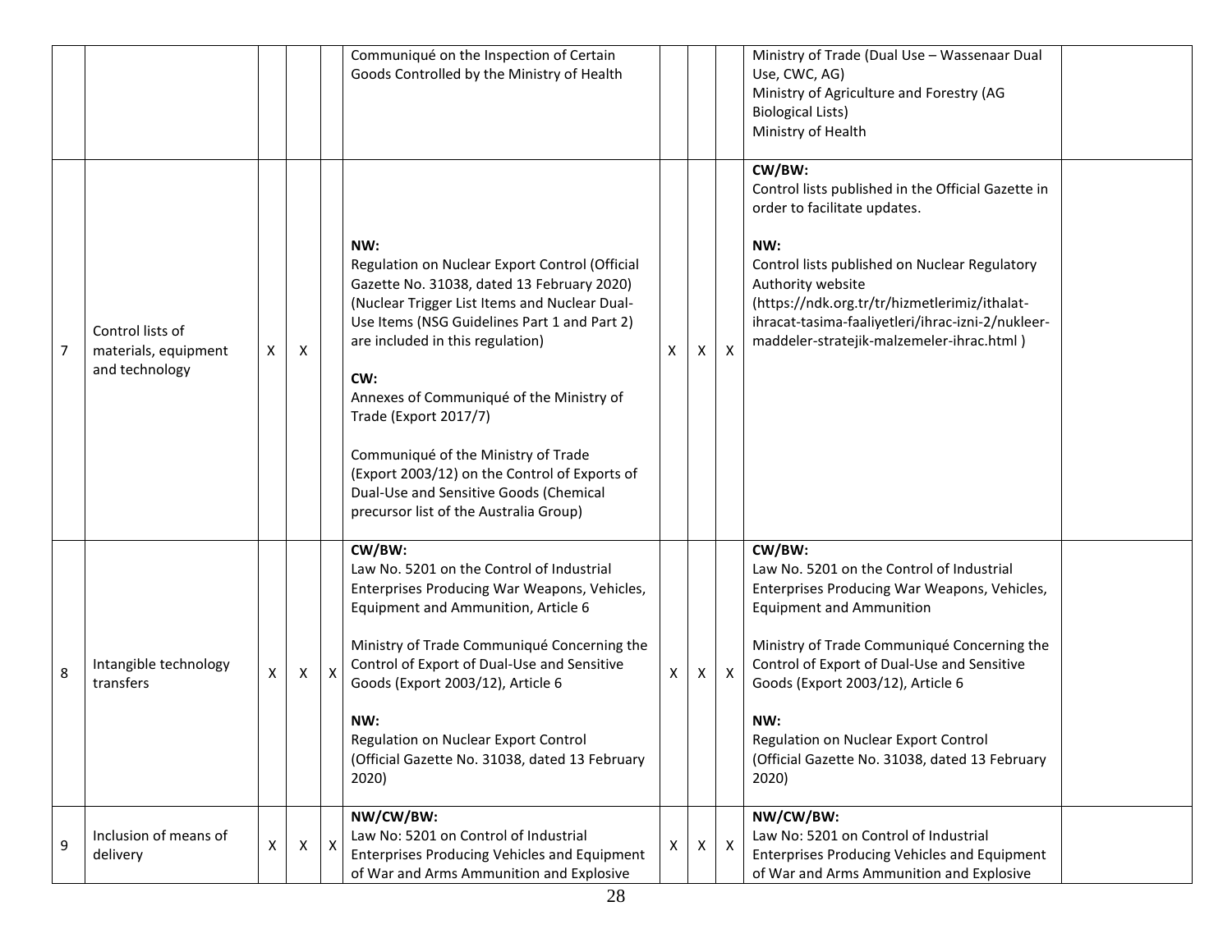| | | | | | | | | | | |
|---|---|---|---|---|---|---|---|---|---|---|
| | | | | | Communiqué on the Inspection of Certain Goods Controlled by the Ministry of Health | | | | Ministry of Trade (Dual Use – Wassenaar Dual Use, CWC, AG)<br>Ministry of Agriculture and Forestry (AG Biological Lists)<br>Ministry of Health | |
| 7 | Control lists of materials, equipment and technology | X | X | | **NW:**<br>Regulation on Nuclear Export Control (Official Gazette No. 31038, dated 13 February 2020) (Nuclear Trigger List Items and Nuclear Dual-Use Items (NSG Guidelines Part 1 and Part 2) are included in this regulation)<br><br>**CW:**<br>Annexes of Communiqué of the Ministry of Trade (Export 2017/7)<br><br>Communiqué of the Ministry of Trade (Export 2003/12) on the Control of Exports of Dual-Use and Sensitive Goods (Chemical precursor list of the Australia Group) | X | X | X | **CW/BW:**<br>Control lists published in the Official Gazette in order to facilitate updates.<br><br>**NW:**<br>Control lists published on Nuclear Regulatory Authority website (https://ndk.org.tr/tr/hizmetlerimiz/ithalat-ihracat-tasima-faaliyetleri/ihrac-izni-2/nukleer-maddeler-stratejik-malzemeler-ihrac.html ) | |
| 8 | Intangible technology transfers | X | X | X | **CW/BW:**<br>Law No. 5201 on the Control of Industrial Enterprises Producing War Weapons, Vehicles, Equipment and Ammunition, Article 6<br><br>Ministry of Trade Communiqué Concerning the Control of Export of Dual-Use and Sensitive Goods (Export 2003/12), Article 6<br><br>**NW:**<br>Regulation on Nuclear Export Control (Official Gazette No. 31038, dated 13 February 2020) | X | X | X | **CW/BW:**<br>Law No. 5201 on the Control of Industrial Enterprises Producing War Weapons, Vehicles, Equipment and Ammunition<br><br>Ministry of Trade Communiqué Concerning the Control of Export of Dual-Use and Sensitive Goods (Export 2003/12), Article 6<br><br>**NW:**<br>Regulation on Nuclear Export Control (Official Gazette No. 31038, dated 13 February 2020) | |
| 9 | Inclusion of means of delivery | X | X | X | **NW/CW/BW:**<br>Law No: 5201 on Control of Industrial Enterprises Producing Vehicles and Equipment of War and Arms Ammunition and Explosive | X | X | X | **NW/CW/BW:**<br>Law No: 5201 on Control of Industrial Enterprises Producing Vehicles and Equipment of War and Arms Ammunition and Explosive | |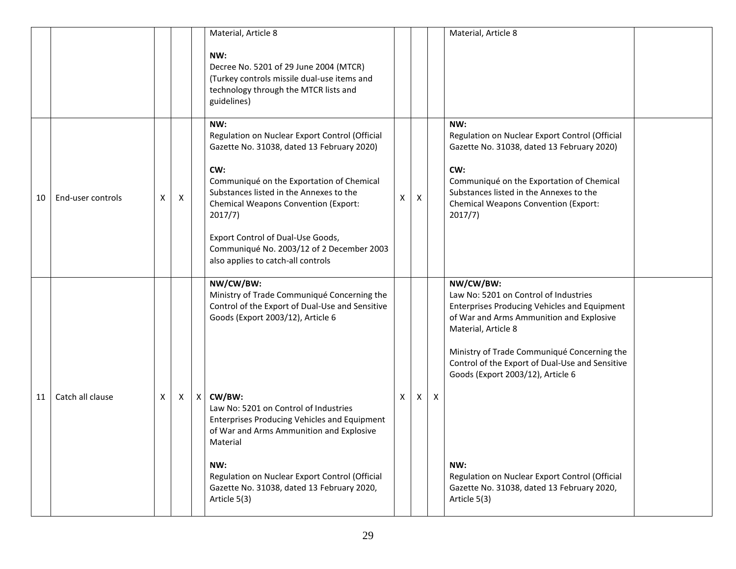| | | | | | | | | | | |
|---|---|---|---|---|---|---|---|---|---|---|
| | | | | | Material, Article 8<br><br>**NW:**<br>Decree No. 5201 of 29 June 2004 (MTCR)<br>(Turkey controls missile dual-use items and technology through the MTCR lists and guidelines) | | | | Material, Article 8 | |
| 10 | End-user controls | X | X | | **NW:**<br>Regulation on Nuclear Export Control (Official Gazette No. 31038, dated 13 February 2020)<br><br>**CW:**<br>Communiqué on the Exportation of Chemical Substances listed in the Annexes to the Chemical Weapons Convention (Export: 2017/7)<br><br>Export Control of Dual-Use Goods, Communiqué No. 2003/12 of 2 December 2003 also applies to catch-all controls | X | X | | **NW:**<br>Regulation on Nuclear Export Control (Official Gazette No. 31038, dated 13 February 2020)<br><br>**CW:**<br>Communiqué on the Exportation of Chemical Substances listed in the Annexes to the Chemical Weapons Convention (Export: 2017/7) | |
| 11 | Catch all clause | X | X | X | **NW/CW/BW:**<br>Ministry of Trade Communiqué Concerning the Control of the Export of Dual-Use and Sensitive Goods (Export 2003/12), Article 6<br><br>**CW/BW:**<br>Law No: 5201 on Control of Industries Enterprises Producing Vehicles and Equipment of War and Arms Ammunition and Explosive Material<br><br>**NW:**<br>Regulation on Nuclear Export Control (Official Gazette No. 31038, dated 13 February 2020, Article 5(3) | X | X | X | **NW/CW/BW:**<br>Law No: 5201 on Control of Industries Enterprises Producing Vehicles and Equipment of War and Arms Ammunition and Explosive Material, Article 8<br><br>Ministry of Trade Communiqué Concerning the Control of the Export of Dual-Use and Sensitive Goods (Export 2003/12), Article 6<br><br>**NW:**<br>Regulation on Nuclear Export Control (Official Gazette No. 31038, dated 13 February 2020, Article 5(3) | |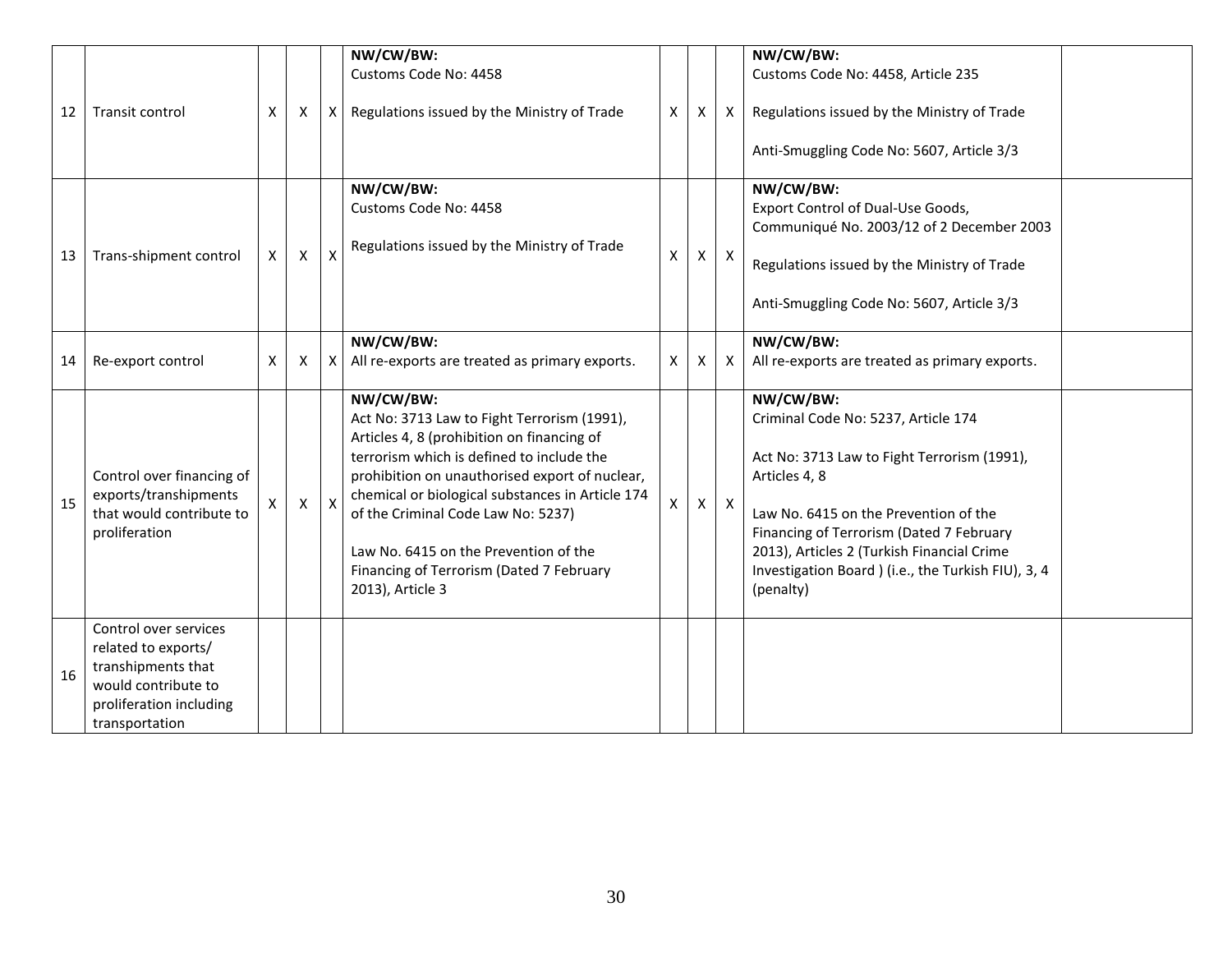| 12 | Transit control | X | X | X | NW/CW/BW:<br>Customs Code No: 4458<br><br>Regulations issued by the Ministry of Trade | X | X | X | NW/CW/BW:<br>Customs Code No: 4458, Article 235<br><br>Regulations issued by the Ministry of Trade<br><br>Anti-Smuggling Code No: 5607, Article 3/3 | |
|---|---|---|---|---|---|---|---|---|---|---|
| 13 | Trans-shipment control | X | X | X | NW/CW/BW:<br>Customs Code No: 4458<br><br>Regulations issued by the Ministry of Trade | X | X | X | NW/CW/BW:<br>Export Control of Dual-Use Goods, Communiqué No. 2003/12 of 2 December 2003<br><br>Regulations issued by the Ministry of Trade<br><br>Anti-Smuggling Code No: 5607, Article 3/3 | |
| 14 | Re-export control | X | X | X | NW/CW/BW:<br>All re-exports are treated as primary exports. | X | X | X | NW/CW/BW:<br>All re-exports are treated as primary exports. | |
| 15 | Control over financing of exports/transhipments that would contribute to proliferation | X | X | X | NW/CW/BW:<br>Act No: 3713 Law to Fight Terrorism (1991), Articles 4, 8 (prohibition on financing of terrorism which is defined to include the prohibition on unauthorised export of nuclear, chemical or biological substances in Article 174 of the Criminal Code Law No: 5237)<br><br>Law No. 6415 on the Prevention of the Financing of Terrorism (Dated 7 February 2013), Article 3 | X | X | X | NW/CW/BW:<br>Criminal Code No: 5237, Article 174<br><br>Act No: 3713 Law to Fight Terrorism (1991), Articles 4, 8<br><br>Law No. 6415 on the Prevention of the Financing of Terrorism (Dated 7 February 2013), Articles 2 (Turkish Financial Crime Investigation Board ) (i.e., the Turkish FIU), 3, 4 (penalty) | |
| 16 | Control over services related to exports/ transhipments that would contribute to proliferation including transportation | | | | | | | | | |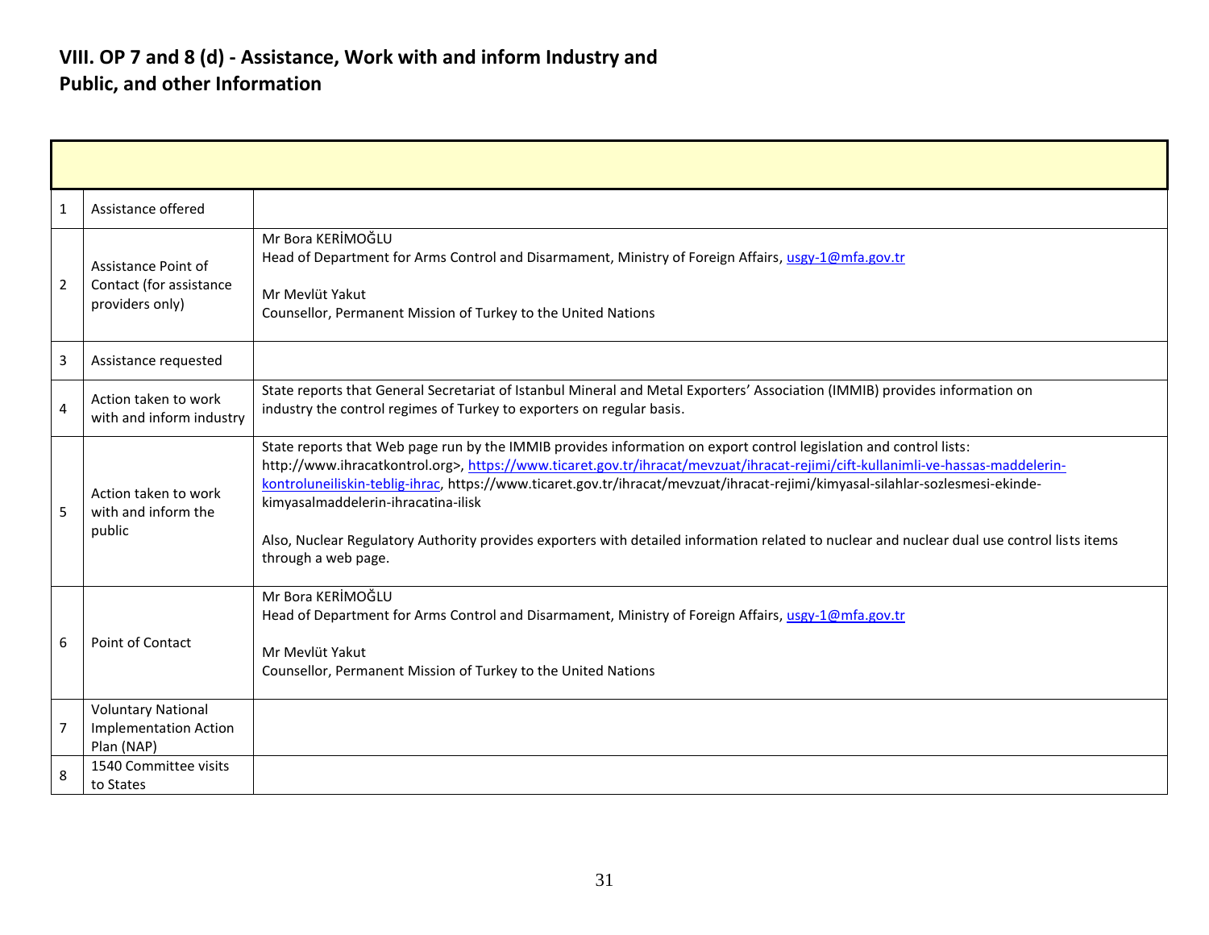## VIII. OP 7 and 8 (d) - Assistance, Work with and inform Industry and Public, and other Information

| | | |
|---|---|---|
| 1 | Assistance offered | |
| 2 | Assistance Point of Contact (for assistance providers only) | Mr Bora KERİMOĞLU<br>Head of Department for Arms Control and Disarmament, Ministry of Foreign Affairs, usgy-1@mfa.gov.tr<br><br>Mr Mevlüt Yakut<br>Counsellor, Permanent Mission of Turkey to the United Nations |
| 3 | Assistance requested | |
| 4 | Action taken to work with and inform industry | State reports that General Secretariat of Istanbul Mineral and Metal Exporters' Association (IMMIB) provides information on industry the control regimes of Turkey to exporters on regular basis. |
| 5 | Action taken to work with and inform the public | State reports that Web page run by the IMMIB provides information on export control legislation and control lists: http://www.ihracatkontrol.org>, https://www.ticaret.gov.tr/ihracat/mevzuat/ihracat-rejimi/cift-kullanimli-ve-hassas-maddelerin-kontroluneiliskin-teblig-ihrac, https://www.ticaret.gov.tr/ihracat/mevzuat/ihracat-rejimi/kimyasal-silahlar-sozlesmesi-ekinde-kimyasalmaddelerin-ihracatina-ilisk<br><br>Also, Nuclear Regulatory Authority provides exporters with detailed information related to nuclear and nuclear dual use control lists items through a web page. |
| 6 | Point of Contact | Mr Bora KERİMOĞLU<br>Head of Department for Arms Control and Disarmament, Ministry of Foreign Affairs, usgy-1@mfa.gov.tr<br><br>Mr Mevlüt Yakut<br>Counsellor, Permanent Mission of Turkey to the United Nations |
| 7 | Voluntary National Implementation Action Plan (NAP) | |
| 8 | 1540 Committee visits to States | |